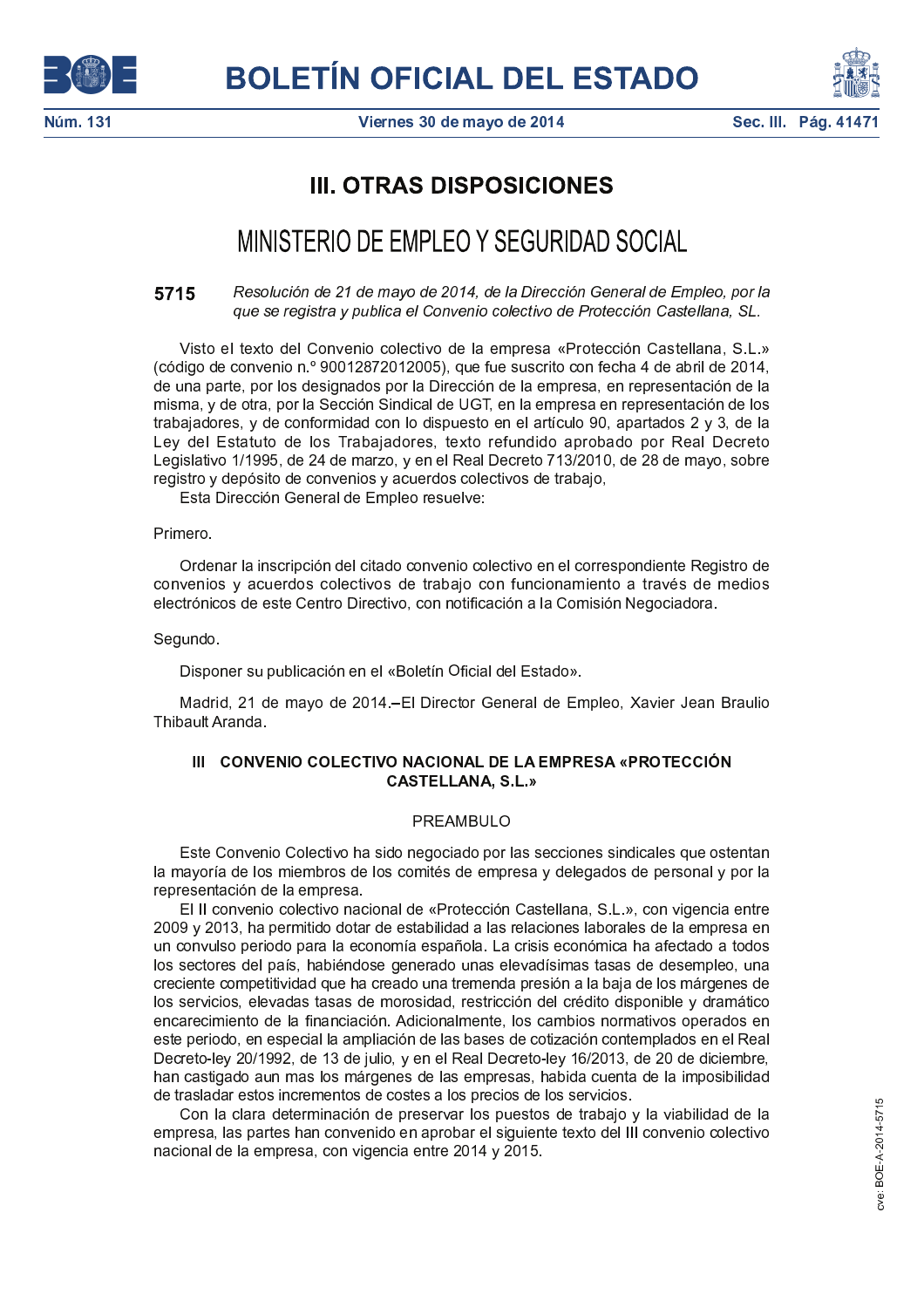# III. OTRAS DISPOSICIONES

## MINISTERIO DE EMPLEO Y SEGURIDAD SOCIAL

**5715** *Resolución de 21 de mayo de 2014, de la Dirección General de Empleo, por la que se registra y publica el Convenio colectivo de Protección Castellana, SL.*

Visto el texto del Convenio colectivo de la empresa «Protección Castellana, S.L.» (código de convenio n.º 90012872012005), que fue suscrito con fecha 4 de abril de 2014, de una parte, por los designados por la Dirección de la empresa, en representación de la misma, y de otra, por la Sección Sindical de UGT, en la empresa en representación de los trabajadores, y de conformidad con lo dispuesto en el artículo 90, apartados 2 y 3, de la Ley del Estatuto de los Trabajadores, texto refundido aprobado por Real Decreto Legislativo 1/1995, de 24 de marzo, y en el Real Decreto 713/2010, de 28 de mayo, sobre registro y depósito de convenios y acuerdos colectivos de trabajo,

Esta Dirección General de Empleo resuelve:

Primero.

Ordenar la inscripción del citado convenio colectivo en el correspondiente Registro de convenios y acuerdos colectivos de trabajo con funcionamiento a través de medios electrónicos de este Centro Directivo, con notificación a la Comisión Negociadora.

Segundo.

Disponer su publicación en el «Boletín Oficial del Estado».

Madrid, 21 de mayo de 2014.–El Director General de Empleo, Xavier Jean Braulio Thibault Aranda.

### III CONVENIO COLECTIVO NACIONAL DE LA EMPRESA «PROTECCIÓN CASTELLANA, S.L.»

#### PREAMBULO

Este Convenio Colectivo ha sido negociado por las secciones sindicales que ostentan la mayoría de los miembros de los comités de empresa y delegados de personal y por la representación de la empresa.

El II convenio colectivo nacional de «Protección Castellana, S.L.», con vigencia entre 2009 y 2013, ha permitido dotar de estabilidad a las relaciones laborales de la empresa en un convulso periodo para la economía española. La crisis económica ha afectado a todos los sectores del país, habiéndose generado unas elevadísimas tasas de desempleo, una creciente competitividad que ha creado una tremenda presión a la baja de los márgenes de los servicios, elevadas tasas de morosidad, restricción del crédito disponible y dramático encarecimiento de la financiación. Adicionalmente, los cambios normativos operados en este periodo, en especial la ampliación de las bases de cotización contemplados en el Real Decreto-ley 20/1992, de 13 de julio, y en el Real Decreto-ley 16/2013, de 20 de diciembre, han castigado aun mas los márgenes de las empresas, habida cuenta de la imposibilidad de trasladar estos incrementos de costes a los precios de los servicios.

Con la clara determinación de preservar los puestos de trabajo y la viabilidad de la empresa, las partes han convenido en aprobar el siguiente texto del III convenio colectivo nacional de la empresa, con vigencia entre 2014 y 2015.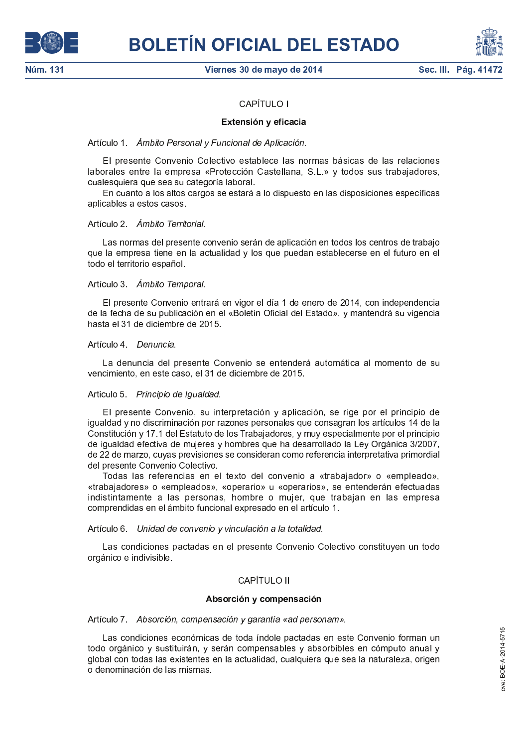## CAPÍTULO I

### Extensión y eficacia

Artículo 1. *Ámbito Personal y Funcional de Aplicación.*

El presente Convenio Colectivo establece las normas básicas de las relaciones laborales entre la empresa «Protección Castellana, S.L.» y todos sus trabajadores, cualesquiera que sea su categoría laboral.

En cuanto a los altos cargos se estará a lo dispuesto en las disposiciones específicas aplicables a estos casos.

Artículo 2. *Ámbito Territorial.*

Las normas del presente convenio serán de aplicación en todos los centros de trabajo que la empresa tiene en la actualidad y los que puedan establecerse en el futuro en el todo el territorio español.

Artículo 3. *Ámbito Temporal.*

El presente Convenio entrará en vigor el día 1 de enero de 2014, con independencia de la fecha de su publicación en el «Boletín Oficial del Estado», y mantendrá su vigencia hasta el 31 de diciembre de 2015.

Artículo 4. *Denuncia.*

La denuncia del presente Convenio se entenderá automática al momento de su vencimiento, en este caso, el 31 de diciembre de 2015.

Articulo 5. *Principio de Igualdad.*

El presente Convenio, su interpretación y aplicación, se rige por el principio de igualdad y no discriminación por razones personales que consagran los artículos 14 de la Constitución y 17.1 del Estatuto de los Trabajadores, y muy especialmente por el principio de igualdad efectiva de mujeres y hombres que ha desarrollado la Ley Orgánica 3/2007, de 22 de marzo, cuyas previsiones se consideran como referencia interpretativa primordial del presente Convenio Colectivo.

Todas las referencias en el texto del convenio a «trabajador» o «empleado», «trabajadores» o «empleados», «operario» u «operarios», se entenderán efectuadas indistintamente a las personas, hombre o mujer, que trabajan en las empresa comprendidas en el ámbito funcional expresado en el artículo 1.

Artículo 6. *Unidad de convenio y vinculación a la totalidad.*

Las condiciones pactadas en el presente Convenio Colectivo constituyen un todo orgánico e indivisible.

## CAPÍTULO II

### Absorción y compensación

Artículo 7. *Absorción, compensación y garantía «ad personam».*

Las condiciones económicas de toda índole pactadas en este Convenio forman un todo orgánico y sustituirán, y serán compensables y absorbibles en cómputo anual y global con todas las existentes en la actualidad, cualquiera que sea la naturaleza, origen o denominación de las mismas.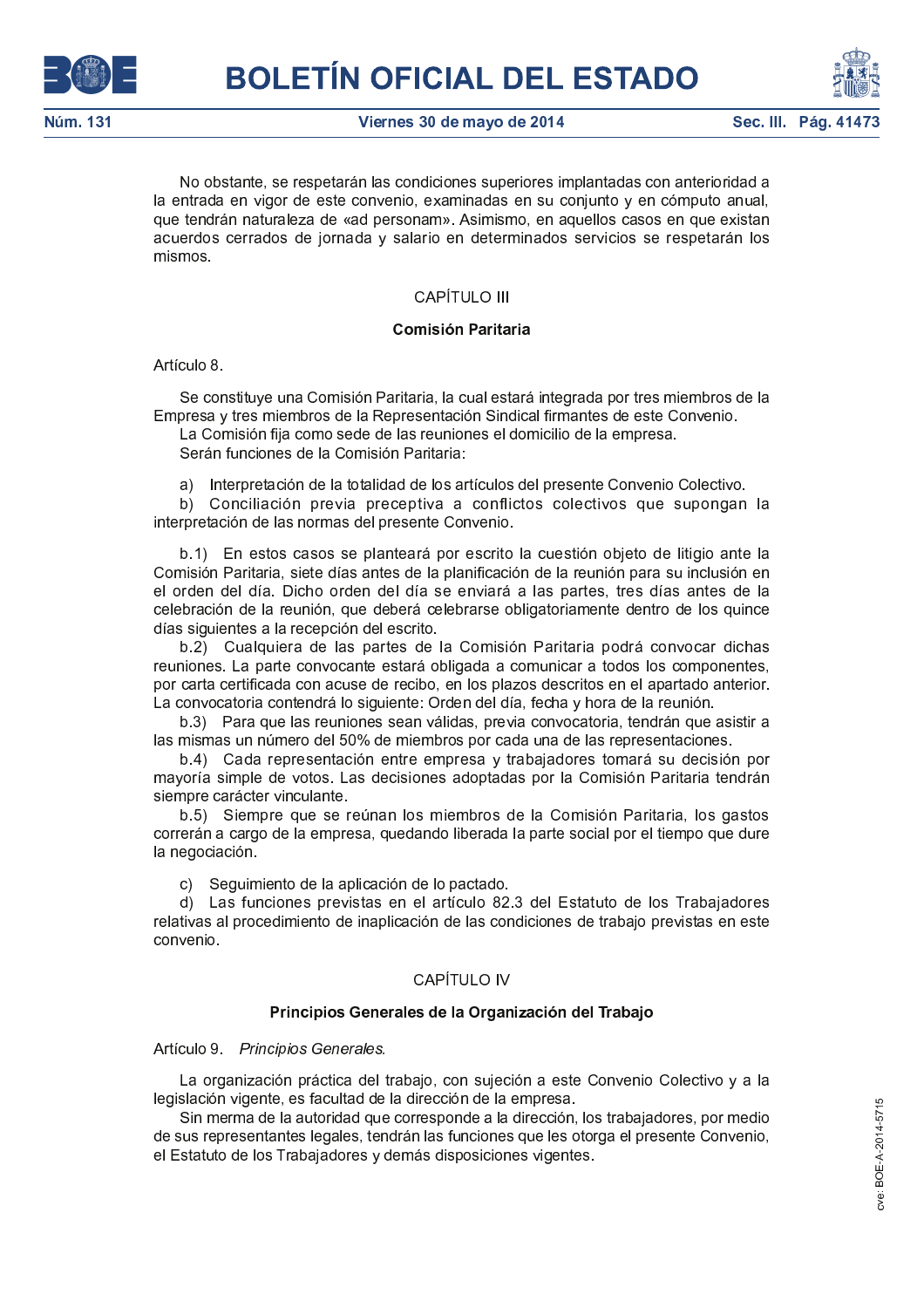No obstante, se respetarán las condiciones superiores implantadas con anterioridad a la entrada en vigor de este convenio, examinadas en su conjunto y en cómputo anual, que tendrán naturaleza de «ad personam». Asimismo, en aquellos casos en que existan acuerdos cerrados de jornada y salario en determinados servicios se respetarán los mismos.

## CAPÍTULO III

### Comisión Paritaria

Artículo 8.

Se constituye una Comisión Paritaria, la cual estará integrada por tres miembros de la Empresa y tres miembros de la Representación Sindical firmantes de este Convenio.

La Comisión fija como sede de las reuniones el domicilio de la empresa.

Serán funciones de la Comisión Paritaria:

a) Interpretación de la totalidad de los artículos del presente Convenio Colectivo.

b) Conciliación previa preceptiva a conflictos colectivos que supongan la interpretación de las normas del presente Convenio.

b.1) En estos casos se planteará por escrito la cuestión objeto de litigio ante la Comisión Paritaria, siete días antes de la planificación de la reunión para su inclusión en el orden del día. Dicho orden del día se enviará a las partes, tres días antes de la celebración de la reunión, que deberá celebrarse obligatoriamente dentro de los quince días siguientes a la recepción del escrito.

b.2) Cualquiera de las partes de la Comisión Paritaria podrá convocar dichas reuniones. La parte convocante estará obligada a comunicar a todos los componentes, por carta certificada con acuse de recibo, en los plazos descritos en el apartado anterior. La convocatoria contendrá lo siguiente: Orden del día, fecha y hora de la reunión.

b.3) Para que las reuniones sean válidas, previa convocatoria, tendrán que asistir a las mismas un número del 50% de miembros por cada una de las representaciones.

b.4) Cada representación entre empresa y trabajadores tomará su decisión por mayoría simple de votos. Las decisiones adoptadas por la Comisión Paritaria tendrán siempre carácter vinculante.

b.5) Siempre que se reúnan los miembros de la Comisión Paritaria, los gastos correrán a cargo de la empresa, quedando liberada la parte social por el tiempo que dure la negociación.

c) Seguimiento de la aplicación de lo pactado.

d) Las funciones previstas en el artículo 82.3 del Estatuto de los Trabajadores relativas al procedimiento de inaplicación de las condiciones de trabajo previstas en este convenio.

## CAPÍTULO IV

### Principios Generales de la Organización del Trabajo

Artículo 9. *Principios Generales.*

La organización práctica del trabajo, con sujeción a este Convenio Colectivo y a la legislación vigente, es facultad de la dirección de la empresa.

Sin merma de la autoridad que corresponde a la dirección, los trabajadores, por medio de sus representantes legales, tendrán las funciones que les otorga el presente Convenio, el Estatuto de los Trabajadores y demás disposiciones vigentes.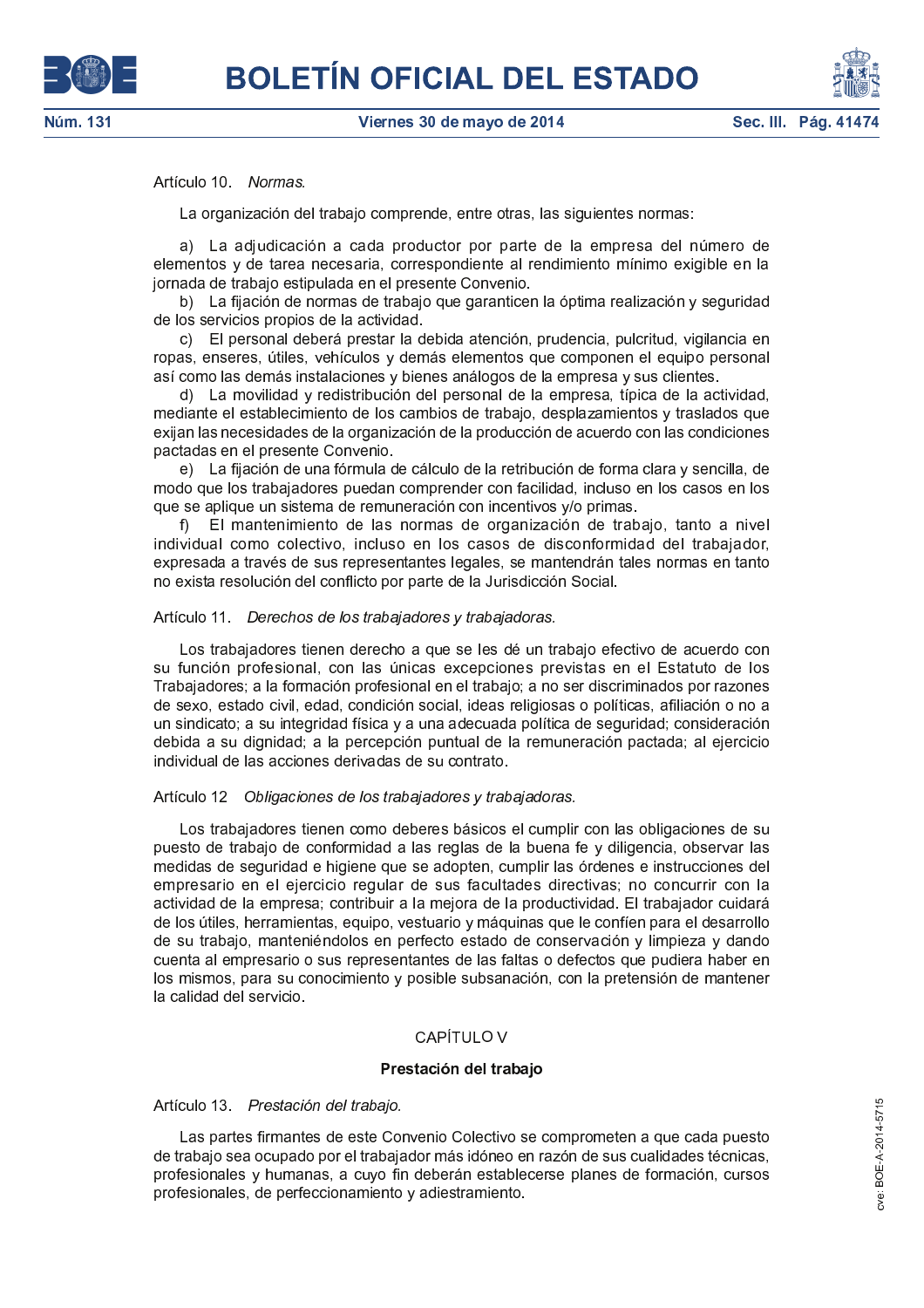Artículo 10. *Normas.*

La organización del trabajo comprende, entre otras, las siguientes normas:

a) La adjudicación a cada productor por parte de la empresa del número de elementos y de tarea necesaria, correspondiente al rendimiento mínimo exigible en la jornada de trabajo estipulada en el presente Convenio.

b) La fijación de normas de trabajo que garanticen la óptima realización y seguridad de los servicios propios de la actividad.

c) El personal deberá prestar la debida atención, prudencia, pulcritud, vigilancia en ropas, enseres, útiles, vehículos y demás elementos que componen el equipo personal así como las demás instalaciones y bienes análogos de la empresa y sus clientes.

d) La movilidad y redistribución del personal de la empresa, típica de la actividad, mediante el establecimiento de los cambios de trabajo, desplazamientos y traslados que exijan las necesidades de la organización de la producción de acuerdo con las condiciones pactadas en el presente Convenio.

e) La fijación de una fórmula de cálculo de la retribución de forma clara y sencilla, de modo que los trabajadores puedan comprender con facilidad, incluso en los casos en los que se aplique un sistema de remuneración con incentivos y/o primas.

f) El mantenimiento de las normas de organización de trabajo, tanto a nivel individual como colectivo, incluso en los casos de disconformidad del trabajador, expresada a través de sus representantes legales, se mantendrán tales normas en tanto no exista resolución del conflicto por parte de la Jurisdicción Social.

Artículo 11. *Derechos de los trabajadores y trabajadoras.*

Los trabajadores tienen derecho a que se les dé un trabajo efectivo de acuerdo con su función profesional, con las únicas excepciones previstas en el Estatuto de los Trabajadores; a la formación profesional en el trabajo; a no ser discriminados por razones de sexo, estado civil, edad, condición social, ideas religiosas o políticas, afiliación o no a un sindicato; a su integridad física y a una adecuada política de seguridad; consideración debida a su dignidad; a la percepción puntual de la remuneración pactada; al ejercicio individual de las acciones derivadas de su contrato.

Artículo 12 *Obligaciones de los trabajadores y trabajadoras.*

Los trabajadores tienen como deberes básicos el cumplir con las obligaciones de su puesto de trabajo de conformidad a las reglas de la buena fe y diligencia, observar las medidas de seguridad e higiene que se adopten, cumplir las órdenes e instrucciones del empresario en el ejercicio regular de sus facultades directivas; no concurrir con la actividad de la empresa; contribuir a la mejora de la productividad. El trabajador cuidará de los útiles, herramientas, equipo, vestuario y máquinas que le confíen para el desarrollo de su trabajo, manteniéndolos en perfecto estado de conservación y limpieza y dando cuenta al empresario o sus representantes de las faltas o defectos que pudiera haber en los mismos, para su conocimiento y posible subsanación, con la pretensión de mantener la calidad del servicio.

## CAPÍTULO V

## Prestación del trabajo

Artículo 13. *Prestación del trabajo.*

Las partes firmantes de este Convenio Colectivo se comprometen a que cada puesto de trabajo sea ocupado por el trabajador más idóneo en razón de sus cualidades técnicas, profesionales y humanas, a cuyo fin deberán establecerse planes de formación, cursos profesionales, de perfeccionamiento y adiestramiento.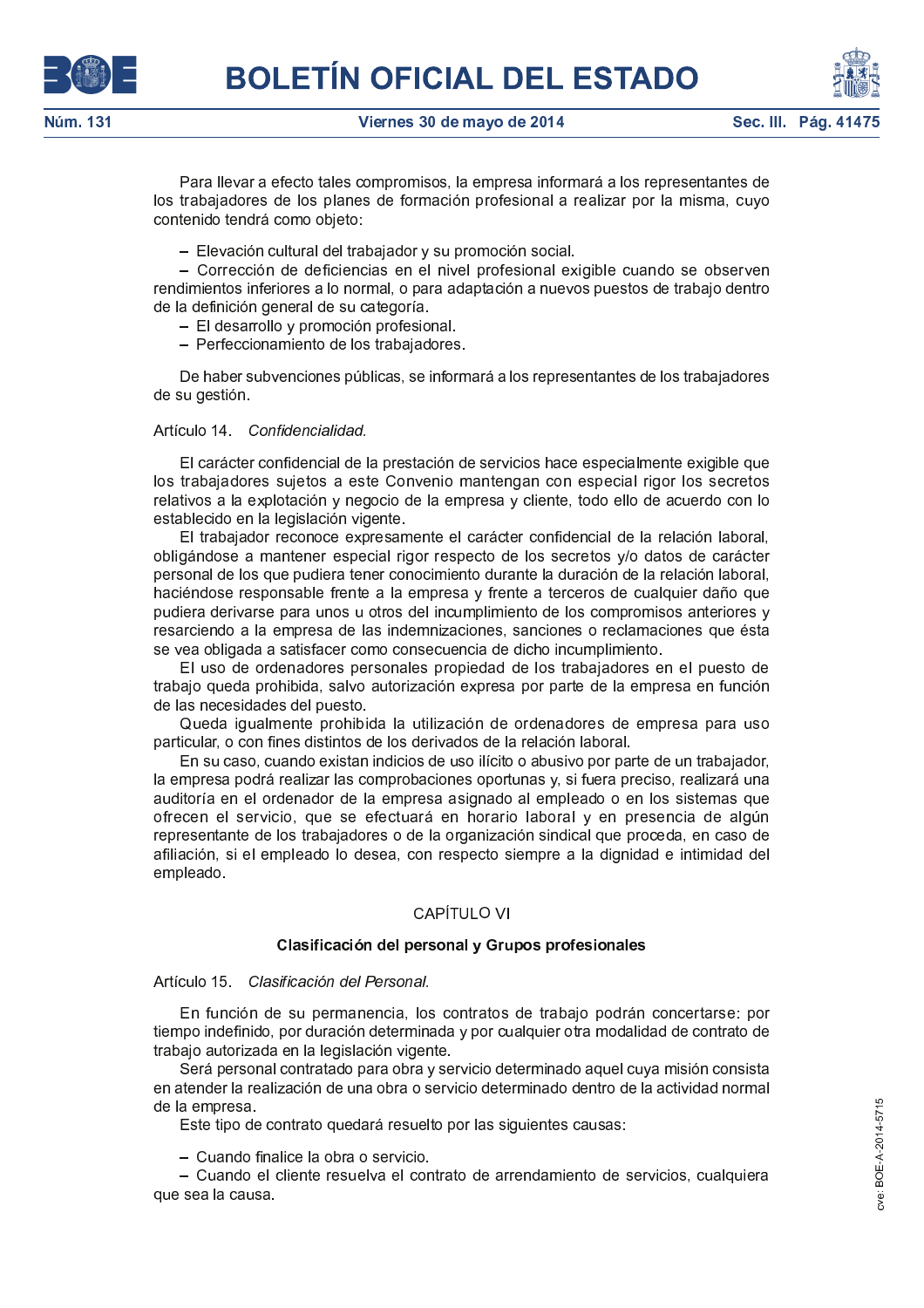Para llevar a efecto tales compromisos, la empresa informará a los representantes de los trabajadores de los planes de formación profesional a realizar por la misma, cuyo contenido tendrá como objeto:

- Elevación cultural del trabajador y su promoción social.
- Corrección de deficiencias en el nivel profesional exigible cuando se observen rendimientos inferiores a lo normal, o para adaptación a nuevos puestos de trabajo dentro de la definición general de su categoría.
- El desarrollo y promoción profesional.
- Perfeccionamiento de los trabajadores.

De haber subvenciones públicas, se informará a los representantes de los trabajadores de su gestión.

Artículo 14. *Confidencialidad.*

El carácter confidencial de la prestación de servicios hace especialmente exigible que los trabajadores sujetos a este Convenio mantengan con especial rigor los secretos relativos a la explotación y negocio de la empresa y cliente, todo ello de acuerdo con lo establecido en la legislación vigente.

El trabajador reconoce expresamente el carácter confidencial de la relación laboral, obligándose a mantener especial rigor respecto de los secretos y/o datos de carácter personal de los que pudiera tener conocimiento durante la duración de la relación laboral, haciéndose responsable frente a la empresa y frente a terceros de cualquier daño que pudiera derivarse para unos u otros del incumplimiento de los compromisos anteriores y resarciendo a la empresa de las indemnizaciones, sanciones o reclamaciones que ésta se vea obligada a satisfacer como consecuencia de dicho incumplimiento.

El uso de ordenadores personales propiedad de los trabajadores en el puesto de trabajo queda prohibida, salvo autorización expresa por parte de la empresa en función de las necesidades del puesto.

Queda igualmente prohibida la utilización de ordenadores de empresa para uso particular, o con fines distintos de los derivados de la relación laboral.

En su caso, cuando existan indicios de uso ilícito o abusivo por parte de un trabajador, la empresa podrá realizar las comprobaciones oportunas y, si fuera preciso, realizará una auditoría en el ordenador de la empresa asignado al empleado o en los sistemas que ofrecen el servicio, que se efectuará en horario laboral y en presencia de algún representante de los trabajadores o de la organización sindical que proceda, en caso de afiliación, si el empleado lo desea, con respecto siempre a la dignidad e intimidad del empleado.

## CAPÍTULO VI

### Clasificación del personal y Grupos profesionales

Artículo 15. *Clasificación del Personal.*

En función de su permanencia, los contratos de trabajo podrán concertarse: por tiempo indefinido, por duración determinada y por cualquier otra modalidad de contrato de trabajo autorizada en la legislación vigente.

Será personal contratado para obra y servicio determinado aquel cuya misión consista en atender la realización de una obra o servicio determinado dentro de la actividad normal de la empresa.

Este tipo de contrato quedará resuelto por las siguientes causas:

- Cuando finalice la obra o servicio.
- Cuando el cliente resuelva el contrato de arrendamiento de servicios, cualquiera que sea la causa.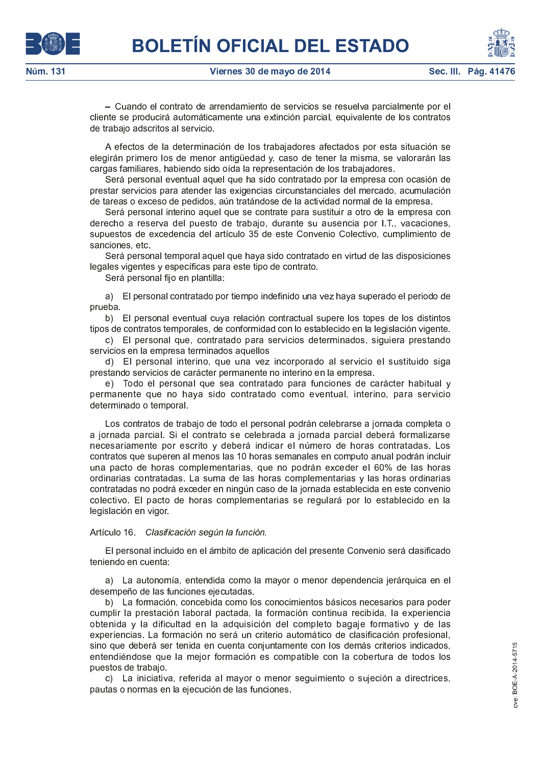– Cuando el contrato de arrendamiento de servicios se resuelva parcialmente por el cliente se producirá automáticamente una extinción parcial, equivalente de los contratos de trabajo adscritos al servicio.

A efectos de la determinación de los trabajadores afectados por esta situación se elegirán primero los de menor antigüedad y, caso de tener la misma, se valorarán las cargas familiares, habiendo sido oída la representación de los trabajadores.

Será personal eventual aquel que ha sido contratado por la empresa con ocasión de prestar servicios para atender las exigencias circunstanciales del mercado, acumulación de tareas o exceso de pedidos, aún tratándose de la actividad normal de la empresa.

Será personal interino aquel que se contrate para sustituir a otro de la empresa con derecho a reserva del puesto de trabajo, durante su ausencia por I.T., vacaciones, supuestos de excedencia del artículo 35 de este Convenio Colectivo, cumplimiento de sanciones, etc.

Será personal temporal aquel que haya sido contratado en virtud de las disposiciones legales vigentes y específicas para este tipo de contrato.

Será personal fijo en plantilla:

a) El personal contratado por tiempo indefinido una vez haya superado el periodo de prueba.

b) El personal eventual cuya relación contractual supere los topes de los distintos tipos de contratos temporales, de conformidad con lo establecido en la legislación vigente.

c) El personal que, contratado para servicios determinados, siguiera prestando servicios en la empresa terminados aquellos

d) El personal interino, que una vez incorporado al servicio el sustituido siga prestando servicios de carácter permanente no interino en la empresa.

e) Todo el personal que sea contratado para funciones de carácter habitual y permanente que no haya sido contratado como eventual, interino, para servicio determinado o temporal.

Los contratos de trabajo de todo el personal podrán celebrarse a jornada completa o a jornada parcial. Si el contrato se celebrada a jornada parcial deberá formalizarse necesariamente por escrito y deberá indicar el número de horas contratadas. Los contratos que superen al menos las 10 horas semanales en computo anual podrán incluir una pacto de horas complementarias, que no podrán exceder el 60% de las horas ordinarias contratadas. La suma de las horas complementarias y las horas ordinarias contratadas no podrá exceder en ningún caso de la jornada establecida en este convenio colectivo. El pacto de horas complementarias se regulará por lo establecido en la legislación en vigor.

Artículo 16. *Clasificación según la función.*

El personal incluido en el ámbito de aplicación del presente Convenio será clasificado teniendo en cuenta:

a) La autonomía, entendida como la mayor o menor dependencia jerárquica en el desempeño de las funciones ejecutadas.

b) La formación, concebida como los conocimientos básicos necesarios para poder cumplir la prestación laboral pactada, la formación continua recibida, la experiencia obtenida y la dificultad en la adquisición del completo bagaje formativo y de las experiencias. La formación no será un criterio automático de clasificación profesional, sino que deberá ser tenida en cuenta conjuntamente con los demás criterios indicados, entendiéndose que la mejor formación es compatible con la cobertura de todos los puestos de trabajo.

c) La iniciativa, referida al mayor o menor seguimiento o sujeción a directrices, pautas o normas en la ejecución de las funciones.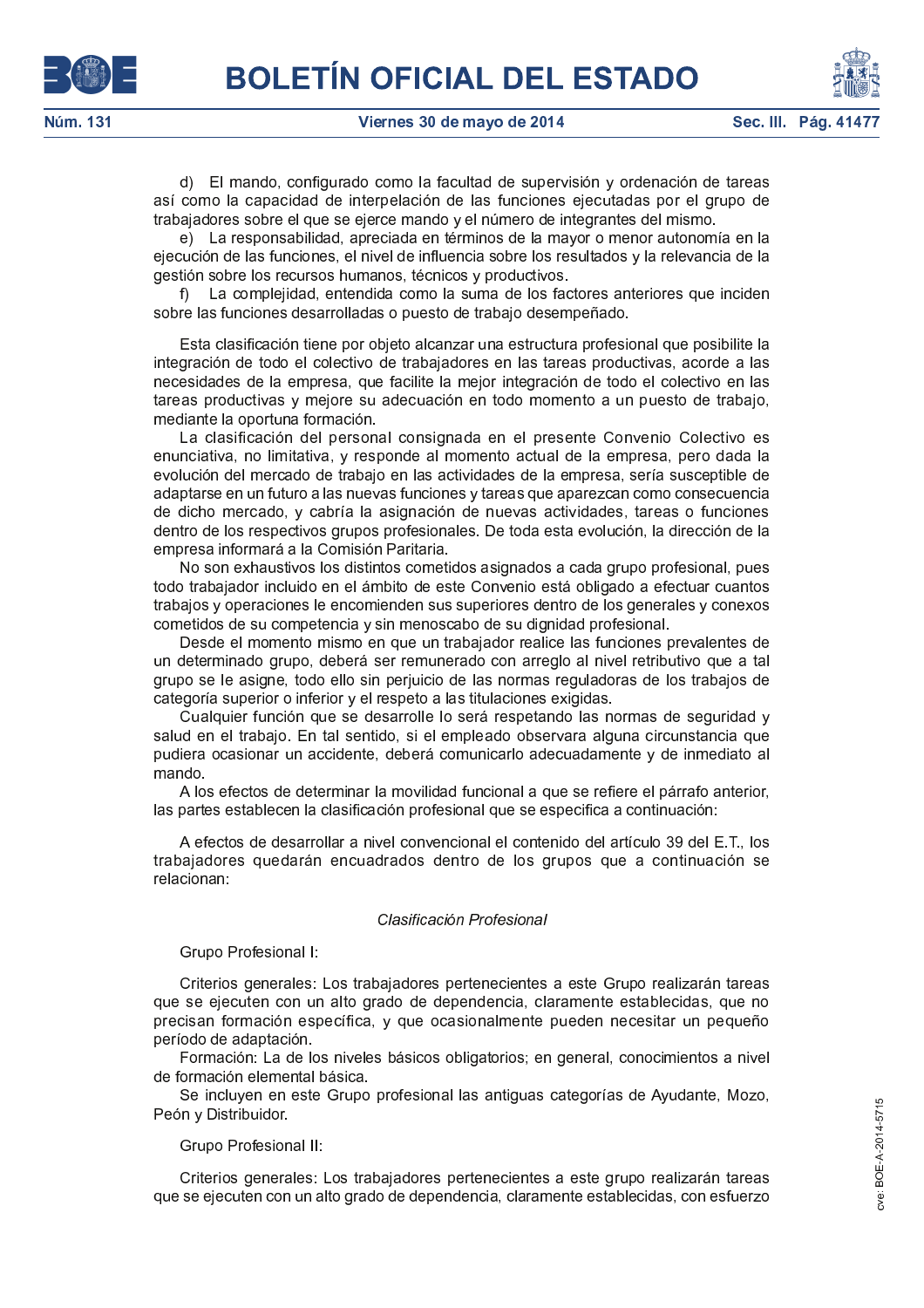d) El mando, configurado como la facultad de supervisión y ordenación de tareas así como la capacidad de interpelación de las funciones ejecutadas por el grupo de trabajadores sobre el que se ejerce mando y el número de integrantes del mismo.

e) La responsabilidad, apreciada en términos de la mayor o menor autonomía en la ejecución de las funciones, el nivel de influencia sobre los resultados y la relevancia de la gestión sobre los recursos humanos, técnicos y productivos.

f) La complejidad, entendida como la suma de los factores anteriores que inciden sobre las funciones desarrolladas o puesto de trabajo desempeñado.

Esta clasificación tiene por objeto alcanzar una estructura profesional que posibilite la integración de todo el colectivo de trabajadores en las tareas productivas, acorde a las necesidades de la empresa, que facilite la mejor integración de todo el colectivo en las tareas productivas y mejore su adecuación en todo momento a un puesto de trabajo, mediante la oportuna formación.

La clasificación del personal consignada en el presente Convenio Colectivo es enunciativa, no limitativa, y responde al momento actual de la empresa, pero dada la evolución del mercado de trabajo en las actividades de la empresa, sería susceptible de adaptarse en un futuro a las nuevas funciones y tareas que aparezcan como consecuencia de dicho mercado, y cabría la asignación de nuevas actividades, tareas o funciones dentro de los respectivos grupos profesionales. De toda esta evolución, la dirección de la empresa informará a la Comisión Paritaria.

No son exhaustivos los distintos cometidos asignados a cada grupo profesional, pues todo trabajador incluido en el ámbito de este Convenio está obligado a efectuar cuantos trabajos y operaciones le encomienden sus superiores dentro de los generales y conexos cometidos de su competencia y sin menoscabo de su dignidad profesional.

Desde el momento mismo en que un trabajador realice las funciones prevalentes de un determinado grupo, deberá ser remunerado con arreglo al nivel retributivo que a tal grupo se le asigne, todo ello sin perjuicio de las normas reguladoras de los trabajos de categoría superior o inferior y el respeto a las titulaciones exigidas.

Cualquier función que se desarrolle lo será respetando las normas de seguridad y salud en el trabajo. En tal sentido, si el empleado observara alguna circunstancia que pudiera ocasionar un accidente, deberá comunicarlo adecuadamente y de inmediato al mando.

A los efectos de determinar la movilidad funcional a que se refiere el párrafo anterior, las partes establecen la clasificación profesional que se especifica a continuación:

A efectos de desarrollar a nivel convencional el contenido del artículo 39 del E.T., los trabajadores quedarán encuadrados dentro de los grupos que a continuación se relacionan:

*Clasificación Profesional*

Grupo Profesional I:

Criterios generales: Los trabajadores pertenecientes a este Grupo realizarán tareas que se ejecuten con un alto grado de dependencia, claramente establecidas, que no precisan formación específica, y que ocasionalmente pueden necesitar un pequeño período de adaptación.

Formación: La de los niveles básicos obligatorios; en general, conocimientos a nivel de formación elemental básica.

Se incluyen en este Grupo profesional las antiguas categorías de Ayudante, Mozo, Peón y Distribuidor.

Grupo Profesional II:

Criterios generales: Los trabajadores pertenecientes a este grupo realizarán tareas que se ejecuten con un alto grado de dependencia, claramente establecidas, con esfuerzo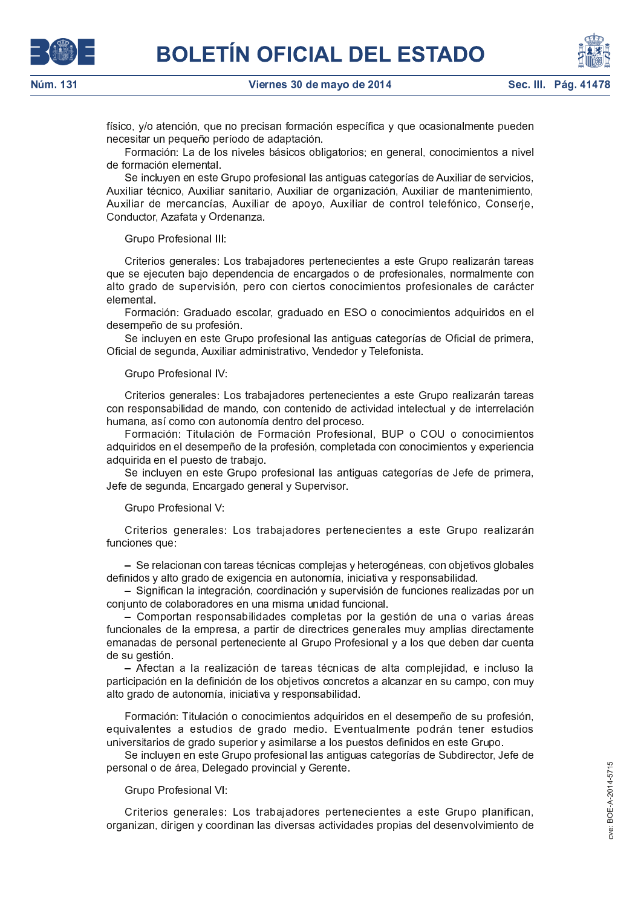físico, y/o atención, que no precisan formación específica y que ocasionalmente pueden necesitar un pequeño período de adaptación.

Formación: La de los niveles básicos obligatorios; en general, conocimientos a nivel de formación elemental.

Se incluyen en este Grupo profesional las antiguas categorías de Auxiliar de servicios, Auxiliar técnico, Auxiliar sanitario, Auxiliar de organización, Auxiliar de mantenimiento, Auxiliar de mercancías, Auxiliar de apoyo, Auxiliar de control telefónico, Conserje, Conductor, Azafata y Ordenanza.

Grupo Profesional III:

Criterios generales: Los trabajadores pertenecientes a este Grupo realizarán tareas que se ejecuten bajo dependencia de encargados o de profesionales, normalmente con alto grado de supervisión, pero con ciertos conocimientos profesionales de carácter elemental.

Formación: Graduado escolar, graduado en ESO o conocimientos adquiridos en el desempeño de su profesión.

Se incluyen en este Grupo profesional las antiguas categorías de Oficial de primera, Oficial de segunda, Auxiliar administrativo, Vendedor y Telefonista.

Grupo Profesional IV:

Criterios generales: Los trabajadores pertenecientes a este Grupo realizarán tareas con responsabilidad de mando, con contenido de actividad intelectual y de interrelación humana, así como con autonomía dentro del proceso.

Formación: Titulación de Formación Profesional, BUP o COU o conocimientos adquiridos en el desempeño de la profesión, completada con conocimientos y experiencia adquirida en el puesto de trabajo.

Se incluyen en este Grupo profesional las antiguas categorías de Jefe de primera, Jefe de segunda, Encargado general y Supervisor.

Grupo Profesional V:

Criterios generales: Los trabajadores pertenecientes a este Grupo realizarán funciones que:

– Se relacionan con tareas técnicas complejas y heterogéneas, con objetivos globales definidos y alto grado de exigencia en autonomía, iniciativa y responsabilidad.
– Significan la integración, coordinación y supervisión de funciones realizadas por un conjunto de colaboradores en una misma unidad funcional.
– Comportan responsabilidades completas por la gestión de una o varias áreas funcionales de la empresa, a partir de directrices generales muy amplias directamente emanadas de personal perteneciente al Grupo Profesional y a los que deben dar cuenta de su gestión.
– Afectan a la realización de tareas técnicas de alta complejidad, e incluso la participación en la definición de los objetivos concretos a alcanzar en su campo, con muy alto grado de autonomía, iniciativa y responsabilidad.

Formación: Titulación o conocimientos adquiridos en el desempeño de su profesión, equivalentes a estudios de grado medio. Eventualmente podrán tener estudios universitarios de grado superior y asimilarse a los puestos definidos en este Grupo.

Se incluyen en este Grupo profesional las antiguas categorías de Subdirector, Jefe de personal o de área, Delegado provincial y Gerente.

Grupo Profesional VI:

Criterios generales: Los trabajadores pertenecientes a este Grupo planifican, organizan, dirigen y coordinan las diversas actividades propias del desenvolvimiento de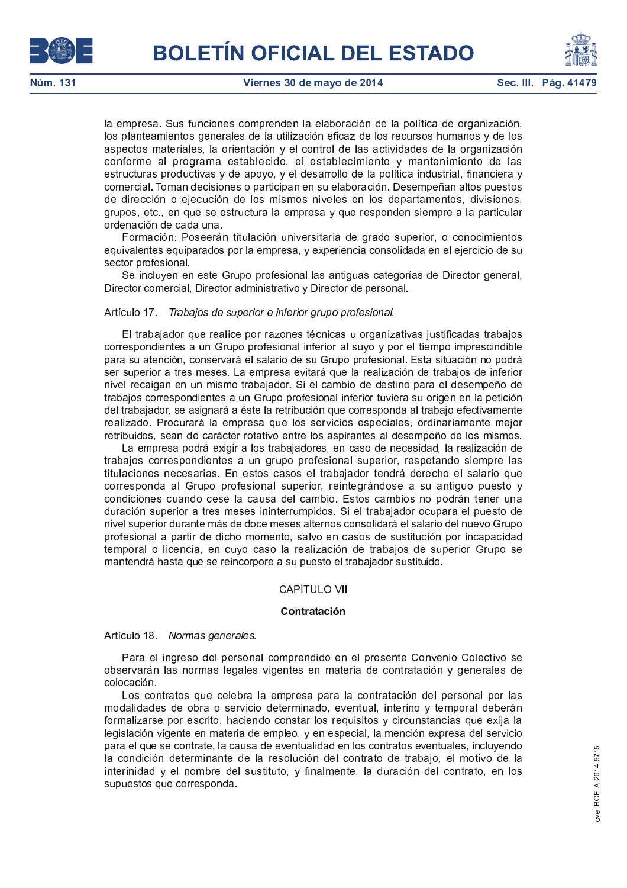la empresa. Sus funciones comprenden la elaboración de la política de organización, los planteamientos generales de la utilización eficaz de los recursos humanos y de los aspectos materiales, la orientación y el control de las actividades de la organización conforme al programa establecido, el establecimiento y mantenimiento de las estructuras productivas y de apoyo, y el desarrollo de la política industrial, financiera y comercial. Toman decisiones o participan en su elaboración. Desempeñan altos puestos de dirección o ejecución de los mismos niveles en los departamentos, divisiones, grupos, etc., en que se estructura la empresa y que responden siempre a la particular ordenación de cada una.

Formación: Poseerán titulación universitaria de grado superior, o conocimientos equivalentes equiparados por la empresa, y experiencia consolidada en el ejercicio de su sector profesional.

Se incluyen en este Grupo profesional las antiguas categorías de Director general, Director comercial, Director administrativo y Director de personal.

Artículo 17. *Trabajos de superior e inferior grupo profesional.*

El trabajador que realice por razones técnicas u organizativas justificadas trabajos correspondientes a un Grupo profesional inferior al suyo y por el tiempo imprescindible para su atención, conservará el salario de su Grupo profesional. Esta situación no podrá ser superior a tres meses. La empresa evitará que la realización de trabajos de inferior nivel recaigan en un mismo trabajador. Si el cambio de destino para el desempeño de trabajos correspondientes a un Grupo profesional inferior tuviera su origen en la petición del trabajador, se asignará a éste la retribución que corresponda al trabajo efectivamente realizado. Procurará la empresa que los servicios especiales, ordinariamente mejor retribuidos, sean de carácter rotativo entre los aspirantes al desempeño de los mismos.

La empresa podrá exigir a los trabajadores, en caso de necesidad, la realización de trabajos correspondientes a un grupo profesional superior, respetando siempre las titulaciones necesarias. En estos casos el trabajador tendrá derecho el salario que corresponda al Grupo profesional superior, reintegrándose a su antiguo puesto y condiciones cuando cese la causa del cambio. Estos cambios no podrán tener una duración superior a tres meses ininterrumpidos. Si el trabajador ocupara el puesto de nivel superior durante más de doce meses alternos consolidará el salario del nuevo Grupo profesional a partir de dicho momento, salvo en casos de sustitución por incapacidad temporal o licencia, en cuyo caso la realización de trabajos de superior Grupo se mantendrá hasta que se reincorpore a su puesto el trabajador sustituido.

## CAPÍTULO VII

## Contratación

Artículo 18. *Normas generales.*

Para el ingreso del personal comprendido en el presente Convenio Colectivo se observarán las normas legales vigentes en materia de contratación y generales de colocación.

Los contratos que celebra la empresa para la contratación del personal por las modalidades de obra o servicio determinado, eventual, interino y temporal deberán formalizarse por escrito, haciendo constar los requisitos y circunstancias que exija la legislación vigente en materia de empleo, y en especial, la mención expresa del servicio para el que se contrate, la causa de eventualidad en los contratos eventuales, incluyendo la condición determinante de la resolución del contrato de trabajo, el motivo de la interinidad y el nombre del sustituto, y finalmente, la duración del contrato, en los supuestos que corresponda.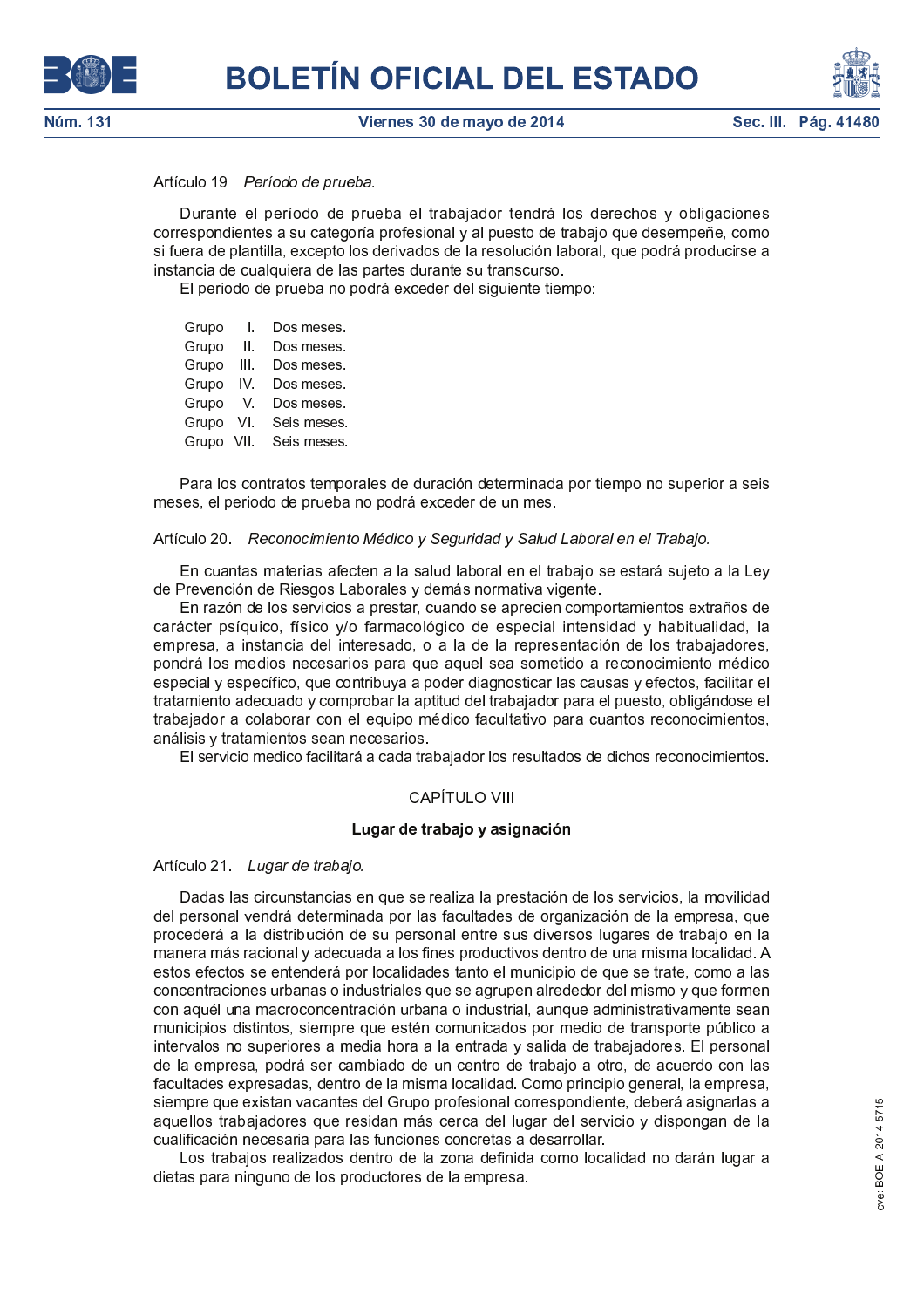Artículo 19 *Período de prueba.*

Durante el período de prueba el trabajador tendrá los derechos y obligaciones correspondientes a su categoría profesional y al puesto de trabajo que desempeñe, como si fuera de plantilla, excepto los derivados de la resolución laboral, que podrá producirse a instancia de cualquiera de las partes durante su transcurso.

El periodo de prueba no podrá exceder del siguiente tiempo:

| | | |
|---|---|---|
| Grupo | I. | Dos meses. |
| Grupo | II. | Dos meses. |
| Grupo | III. | Dos meses. |
| Grupo | IV. | Dos meses. |
| Grupo | V. | Dos meses. |
| Grupo | VI. | Seis meses. |
| Grupo | VII. | Seis meses. |

Para los contratos temporales de duración determinada por tiempo no superior a seis meses, el periodo de prueba no podrá exceder de un mes.

Artículo 20. *Reconocimiento Médico y Seguridad y Salud Laboral en el Trabajo.*

En cuantas materias afecten a la salud laboral en el trabajo se estará sujeto a la Ley de Prevención de Riesgos Laborales y demás normativa vigente.

En razón de los servicios a prestar, cuando se aprecien comportamientos extraños de carácter psíquico, físico y/o farmacológico de especial intensidad y habitualidad, la empresa, a instancia del interesado, o a la de la representación de los trabajadores, pondrá los medios necesarios para que aquel sea sometido a reconocimiento médico especial y específico, que contribuya a poder diagnosticar las causas y efectos, facilitar el tratamiento adecuado y comprobar la aptitud del trabajador para el puesto, obligándose el trabajador a colaborar con el equipo médico facultativo para cuantos reconocimientos, análisis y tratamientos sean necesarios.

El servicio medico facilitará a cada trabajador los resultados de dichos reconocimientos.

## CAPÍTULO VIII

### Lugar de trabajo y asignación

Artículo 21. *Lugar de trabajo.*

Dadas las circunstancias en que se realiza la prestación de los servicios, la movilidad del personal vendrá determinada por las facultades de organización de la empresa, que procederá a la distribución de su personal entre sus diversos lugares de trabajo en la manera más racional y adecuada a los fines productivos dentro de una misma localidad. A estos efectos se entenderá por localidades tanto el municipio de que se trate, como a las concentraciones urbanas o industriales que se agrupen alrededor del mismo y que formen con aquél una macroconcentración urbana o industrial, aunque administrativamente sean municipios distintos, siempre que estén comunicados por medio de transporte público a intervalos no superiores a media hora a la entrada y salida de trabajadores. El personal de la empresa, podrá ser cambiado de un centro de trabajo a otro, de acuerdo con las facultades expresadas, dentro de la misma localidad. Como principio general, la empresa, siempre que existan vacantes del Grupo profesional correspondiente, deberá asignarlas a aquellos trabajadores que residan más cerca del lugar del servicio y dispongan de la cualificación necesaria para las funciones concretas a desarrollar.

Los trabajos realizados dentro de la zona definida como localidad no darán lugar a dietas para ninguno de los productores de la empresa.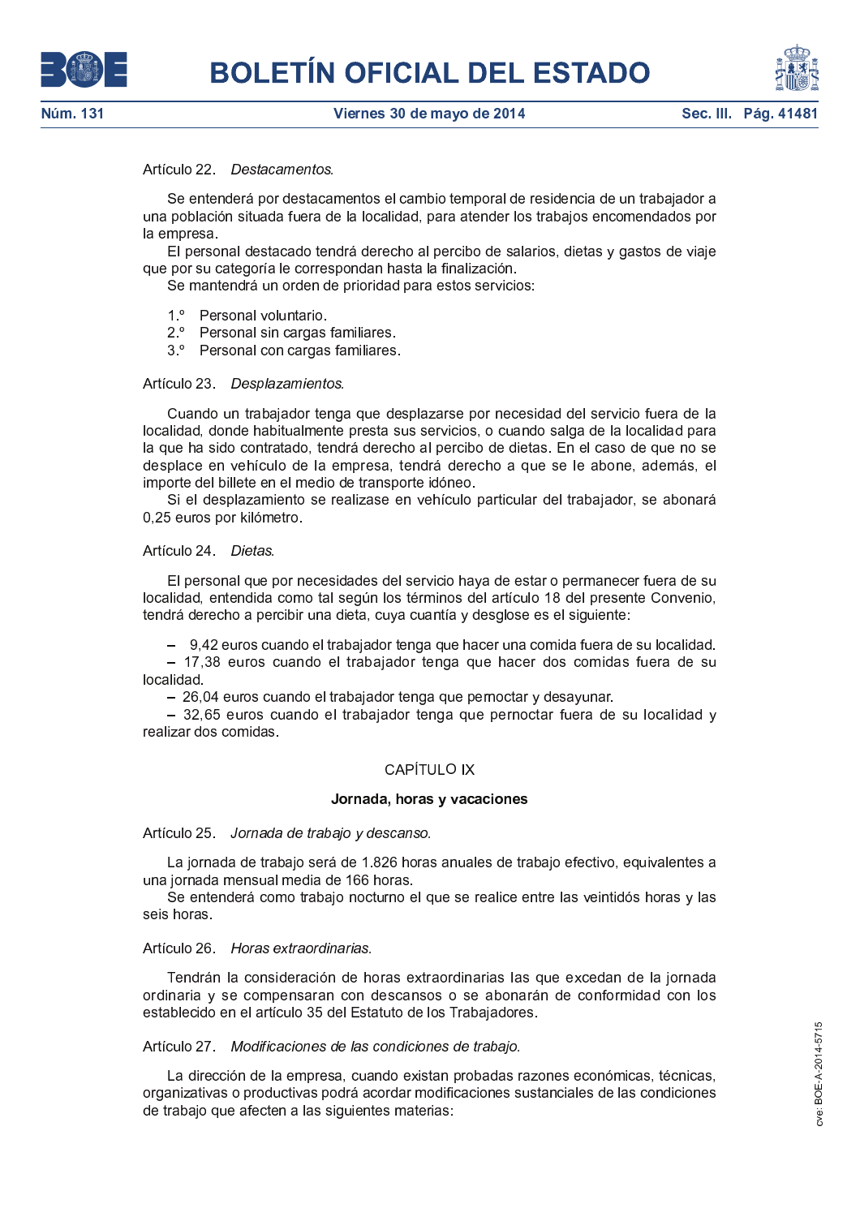Artículo 22. *Destacamentos.*

Se entenderá por destacamentos el cambio temporal de residencia de un trabajador a una población situada fuera de la localidad, para atender los trabajos encomendados por la empresa.

El personal destacado tendrá derecho al percibo de salarios, dietas y gastos de viaje que por su categoría le correspondan hasta la finalización.

Se mantendrá un orden de prioridad para estos servicios:

1.º Personal voluntario.
2.º Personal sin cargas familiares.
3.º Personal con cargas familiares.

Artículo 23. *Desplazamientos.*

Cuando un trabajador tenga que desplazarse por necesidad del servicio fuera de la localidad, donde habitualmente presta sus servicios, o cuando salga de la localidad para la que ha sido contratado, tendrá derecho al percibo de dietas. En el caso de que no se desplace en vehículo de la empresa, tendrá derecho a que se le abone, además, el importe del billete en el medio de transporte idóneo.

Si el desplazamiento se realizase en vehículo particular del trabajador, se abonará 0,25 euros por kilómetro.

Artículo 24. *Dietas.*

El personal que por necesidades del servicio haya de estar o permanecer fuera de su localidad, entendida como tal según los términos del artículo 18 del presente Convenio, tendrá derecho a percibir una dieta, cuya cuantía y desglose es el siguiente:

– 9,42 euros cuando el trabajador tenga que hacer una comida fuera de su localidad.
– 17,38 euros cuando el trabajador tenga que hacer dos comidas fuera de su localidad.
– 26,04 euros cuando el trabajador tenga que pernoctar y desayunar.
– 32,65 euros cuando el trabajador tenga que pernoctar fuera de su localidad y realizar dos comidas.

## CAPÍTULO IX

### Jornada, horas y vacaciones

Artículo 25. *Jornada de trabajo y descanso.*

La jornada de trabajo será de 1.826 horas anuales de trabajo efectivo, equivalentes a una jornada mensual media de 166 horas.

Se entenderá como trabajo nocturno el que se realice entre las veintidós horas y las seis horas.

Artículo 26. *Horas extraordinarias.*

Tendrán la consideración de horas extraordinarias las que excedan de la jornada ordinaria y se compensaran con descansos o se abonarán de conformidad con los establecido en el artículo 35 del Estatuto de los Trabajadores.

Artículo 27. *Modificaciones de las condiciones de trabajo.*

La dirección de la empresa, cuando existan probadas razones económicas, técnicas, organizativas o productivas podrá acordar modificaciones sustanciales de las condiciones de trabajo que afecten a las siguientes materias: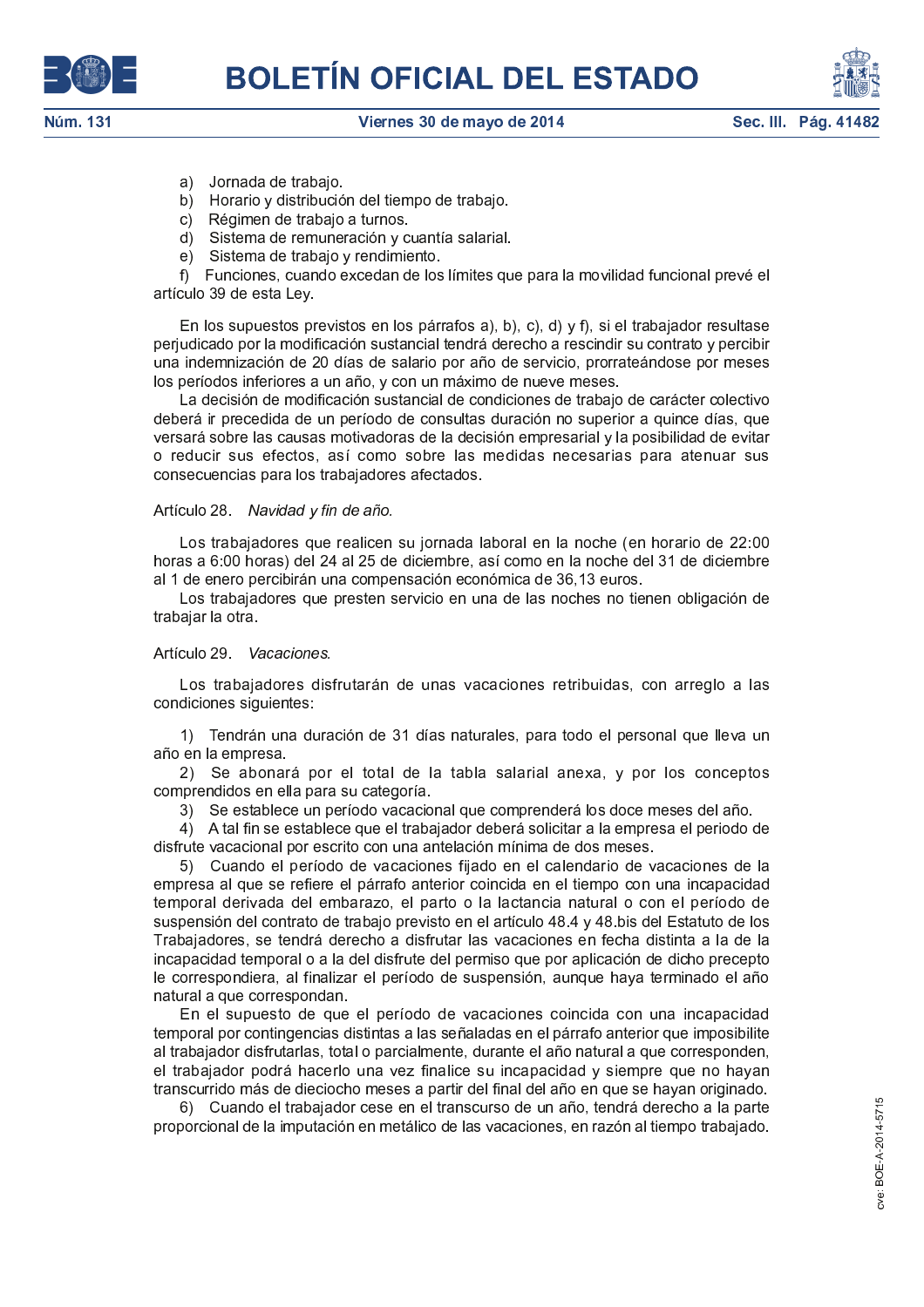a) Jornada de trabajo.
b) Horario y distribución del tiempo de trabajo.
c) Régimen de trabajo a turnos.
d) Sistema de remuneración y cuantía salarial.
e) Sistema de trabajo y rendimiento.
f) Funciones, cuando excedan de los límites que para la movilidad funcional prevé el artículo 39 de esta Ley.

En los supuestos previstos en los párrafos a), b), c), d) y f), si el trabajador resultase perjudicado por la modificación sustancial tendrá derecho a rescindir su contrato y percibir una indemnización de 20 días de salario por año de servicio, prorrateándose por meses los períodos inferiores a un año, y con un máximo de nueve meses.

La decisión de modificación sustancial de condiciones de trabajo de carácter colectivo deberá ir precedida de un período de consultas duración no superior a quince días, que versará sobre las causas motivadoras de la decisión empresarial y la posibilidad de evitar o reducir sus efectos, así como sobre las medidas necesarias para atenuar sus consecuencias para los trabajadores afectados.

Artículo 28. *Navidad y fin de año.*

Los trabajadores que realicen su jornada laboral en la noche (en horario de 22:00 horas a 6:00 horas) del 24 al 25 de diciembre, así como en la noche del 31 de diciembre al 1 de enero percibirán una compensación económica de 36,13 euros.

Los trabajadores que presten servicio en una de las noches no tienen obligación de trabajar la otra.

Artículo 29. *Vacaciones.*

Los trabajadores disfrutarán de unas vacaciones retribuidas, con arreglo a las condiciones siguientes:

1) Tendrán una duración de 31 días naturales, para todo el personal que lleva un año en la empresa.

2) Se abonará por el total de la tabla salarial anexa, y por los conceptos comprendidos en ella para su categoría.

3) Se establece un período vacacional que comprenderá los doce meses del año.

4) A tal fin se establece que el trabajador deberá solicitar a la empresa el periodo de disfrute vacacional por escrito con una antelación mínima de dos meses.

5) Cuando el período de vacaciones fijado en el calendario de vacaciones de la empresa al que se refiere el párrafo anterior coincida en el tiempo con una incapacidad temporal derivada del embarazo, el parto o la lactancia natural o con el período de suspensión del contrato de trabajo previsto en el artículo 48.4 y 48.bis del Estatuto de los Trabajadores, se tendrá derecho a disfrutar las vacaciones en fecha distinta a la de la incapacidad temporal o a la del disfrute del permiso que por aplicación de dicho precepto le correspondiera, al finalizar el período de suspensión, aunque haya terminado el año natural a que correspondan.

En el supuesto de que el período de vacaciones coincida con una incapacidad temporal por contingencias distintas a las señaladas en el párrafo anterior que imposibilite al trabajador disfrutarlas, total o parcialmente, durante el año natural a que corresponden, el trabajador podrá hacerlo una vez finalice su incapacidad y siempre que no hayan transcurrido más de dieciocho meses a partir del final del año en que se hayan originado.

6) Cuando el trabajador cese en el transcurso de un año, tendrá derecho a la parte proporcional de la imputación en metálico de las vacaciones, en razón al tiempo trabajado.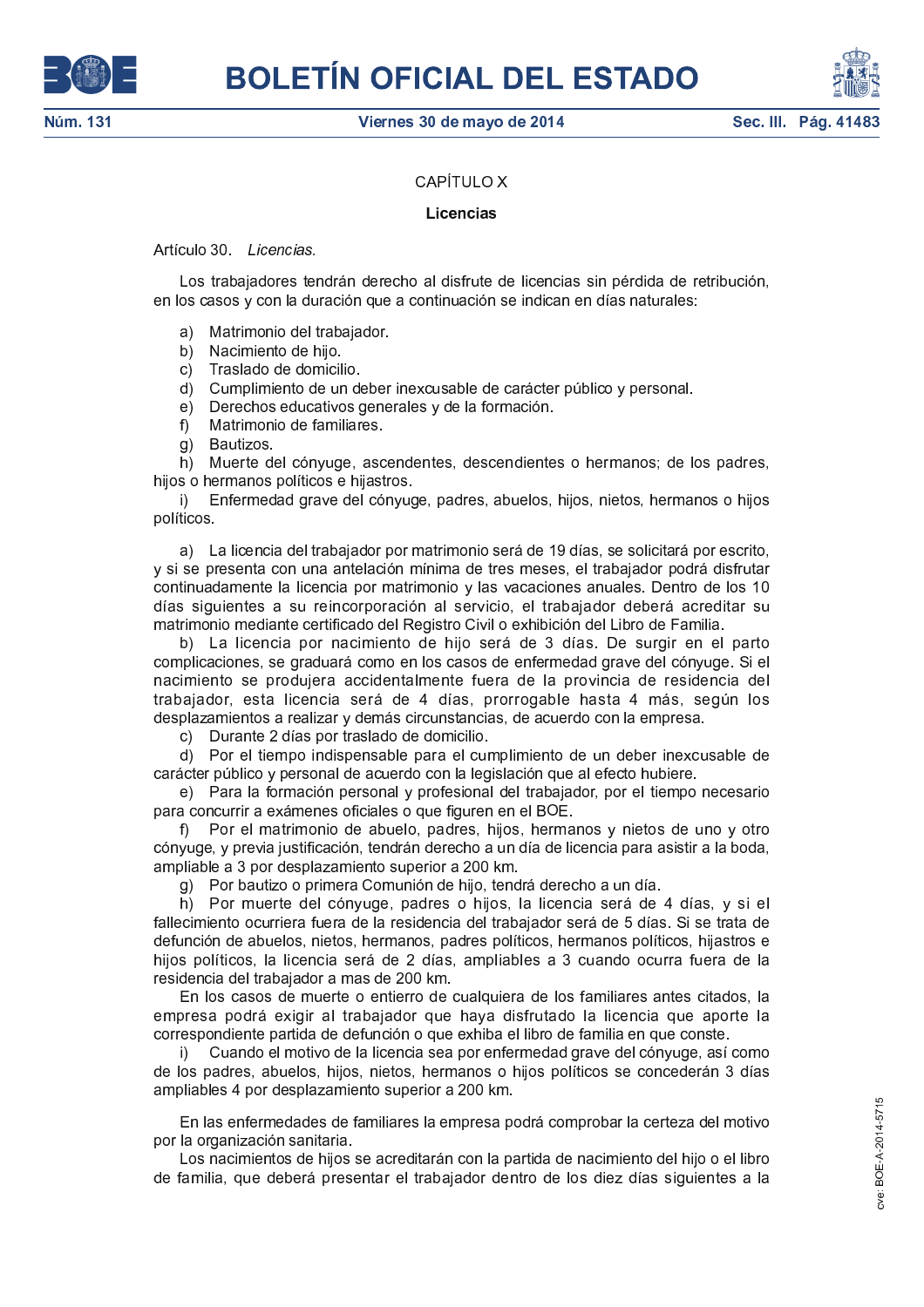## CAPÍTULO X

### Licencias

Artículo 30. *Licencias.*

Los trabajadores tendrán derecho al disfrute de licencias sin pérdida de retribución, en los casos y con la duración que a continuación se indican en días naturales:

a) Matrimonio del trabajador.
b) Nacimiento de hijo.
c) Traslado de domicilio.
d) Cumplimiento de un deber inexcusable de carácter público y personal.
e) Derechos educativos generales y de la formación.
f) Matrimonio de familiares.
g) Bautizos.
h) Muerte del cónyuge, ascendentes, descendientes o hermanos; de los padres, hijos o hermanos políticos e hijastros.
i) Enfermedad grave del cónyuge, padres, abuelos, hijos, nietos, hermanos o hijos políticos.

a) La licencia del trabajador por matrimonio será de 19 días, se solicitará por escrito, y si se presenta con una antelación mínima de tres meses, el trabajador podrá disfrutar continuadamente la licencia por matrimonio y las vacaciones anuales. Dentro de los 10 días siguientes a su reincorporación al servicio, el trabajador deberá acreditar su matrimonio mediante certificado del Registro Civil o exhibición del Libro de Familia.

b) La licencia por nacimiento de hijo será de 3 días. De surgir en el parto complicaciones, se graduará como en los casos de enfermedad grave del cónyuge. Si el nacimiento se produjera accidentalmente fuera de la provincia de residencia del trabajador, esta licencia será de 4 días, prorrogable hasta 4 más, según los desplazamientos a realizar y demás circunstancias, de acuerdo con la empresa.

c) Durante 2 días por traslado de domicilio.

d) Por el tiempo indispensable para el cumplimiento de un deber inexcusable de carácter público y personal de acuerdo con la legislación que al efecto hubiere.

e) Para la formación personal y profesional del trabajador, por el tiempo necesario para concurrir a exámenes oficiales o que figuren en el BOE.

f) Por el matrimonio de abuelo, padres, hijos, hermanos y nietos de uno y otro cónyuge, y previa justificación, tendrán derecho a un día de licencia para asistir a la boda, ampliable a 3 por desplazamiento superior a 200 km.

g) Por bautizo o primera Comunión de hijo, tendrá derecho a un día.

h) Por muerte del cónyuge, padres o hijos, la licencia será de 4 días, y si el fallecimiento ocurriera fuera de la residencia del trabajador será de 5 días. Si se trata de defunción de abuelos, nietos, hermanos, padres políticos, hermanos políticos, hijastros e hijos políticos, la licencia será de 2 días, ampliables a 3 cuando ocurra fuera de la residencia del trabajador a mas de 200 km.

En los casos de muerte o entierro de cualquiera de los familiares antes citados, la empresa podrá exigir al trabajador que haya disfrutado la licencia que aporte la correspondiente partida de defunción o que exhiba el libro de familia en que conste.

i) Cuando el motivo de la licencia sea por enfermedad grave del cónyuge, así como de los padres, abuelos, hijos, nietos, hermanos o hijos políticos se concederán 3 días ampliables 4 por desplazamiento superior a 200 km.

En las enfermedades de familiares la empresa podrá comprobar la certeza del motivo por la organización sanitaria.

Los nacimientos de hijos se acreditarán con la partida de nacimiento del hijo o el libro de familia, que deberá presentar el trabajador dentro de los diez días siguientes a la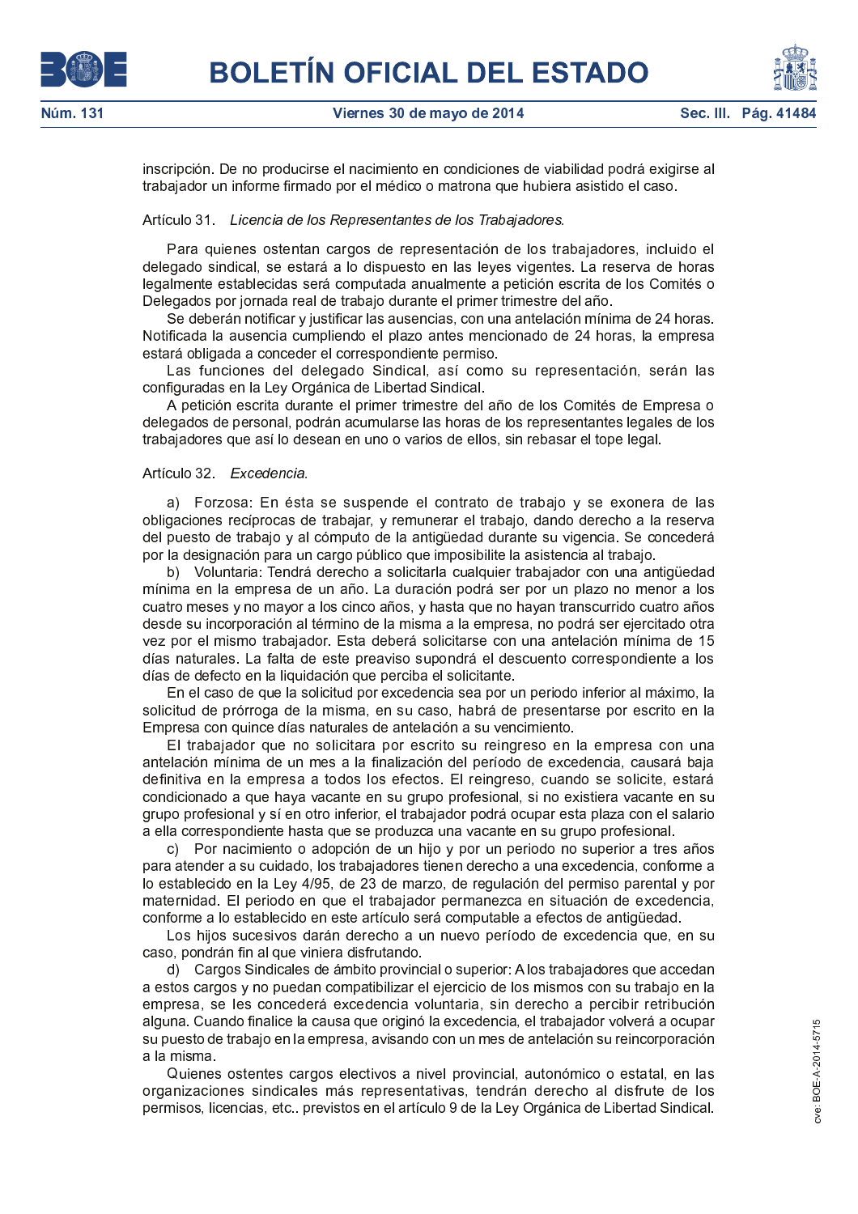inscripción. De no producirse el nacimiento en condiciones de viabilidad podrá exigirse al trabajador un informe firmado por el médico o matrona que hubiera asistido el caso.

Artículo 31. *Licencia de los Representantes de los Trabajadores.*

Para quienes ostentan cargos de representación de los trabajadores, incluido el delegado sindical, se estará a lo dispuesto en las leyes vigentes. La reserva de horas legalmente establecidas será computada anualmente a petición escrita de los Comités o Delegados por jornada real de trabajo durante el primer trimestre del año.

Se deberán notificar y justificar las ausencias, con una antelación mínima de 24 horas. Notificada la ausencia cumpliendo el plazo antes mencionado de 24 horas, la empresa estará obligada a conceder el correspondiente permiso.

Las funciones del delegado Sindical, así como su representación, serán las configuradas en la Ley Orgánica de Libertad Sindical.

A petición escrita durante el primer trimestre del año de los Comités de Empresa o delegados de personal, podrán acumularse las horas de los representantes legales de los trabajadores que así lo deseen en uno o varios de ellos, sin rebasar el tope legal.

Artículo 32. *Excedencia.*

a) Forzosa: En ésta se suspende el contrato de trabajo y se exonera de las obligaciones recíprocas de trabajar, y remunerar el trabajo, dando derecho a la reserva del puesto de trabajo y al cómputo de la antigüedad durante su vigencia. Se concederá por la designación para un cargo público que imposibilite la asistencia al trabajo.

b) Voluntaria: Tendrá derecho a solicitarla cualquier trabajador con una antigüedad mínima en la empresa de un año. La duración podrá ser por un plazo no menor a los cuatro meses y no mayor a los cinco años, y hasta que no hayan transcurrido cuatro años desde su incorporación al término de la misma a la empresa, no podrá ser ejercitado otra vez por el mismo trabajador. Esta deberá solicitarse con una antelación mínima de 15 días naturales. La falta de este preaviso supondrá el descuento correspondiente a los días de defecto en la liquidación que perciba el solicitante.

En el caso de que la solicitud por excedencia sea por un periodo inferior al máximo, la solicitud de prórroga de la misma, en su caso, habrá de presentarse por escrito en la Empresa con quince días naturales de antelación a su vencimiento.

El trabajador que no solicitara por escrito su reingreso en la empresa con una antelación mínima de un mes a la finalización del período de excedencia, causará baja definitiva en la empresa a todos los efectos. El reingreso, cuando se solicite, estará condicionado a que haya vacante en su grupo profesional, si no existiera vacante en su grupo profesional y sí en otro inferior, el trabajador podrá ocupar esta plaza con el salario a ella correspondiente hasta que se produzca una vacante en su grupo profesional.

c) Por nacimiento o adopción de un hijo y por un periodo no superior a tres años para atender a su cuidado, los trabajadores tienen derecho a una excedencia, conforme a lo establecido en la Ley 4/95, de 23 de marzo, de regulación del permiso parental y por maternidad. El periodo en que el trabajador permanezca en situación de excedencia, conforme a lo establecido en este artículo será computable a efectos de antigüedad.

Los hijos sucesivos darán derecho a un nuevo período de excedencia que, en su caso, pondrán fin al que viniera disfrutando.

d) Cargos Sindicales de ámbito provincial o superior: A los trabajadores que accedan a estos cargos y no puedan compatibilizar el ejercicio de los mismos con su trabajo en la empresa, se les concederá excedencia voluntaria, sin derecho a percibir retribución alguna. Cuando finalice la causa que originó la excedencia, el trabajador volverá a ocupar su puesto de trabajo en la empresa, avisando con un mes de antelación su reincorporación a la misma.

Quienes ostentes cargos electivos a nivel provincial, autonómico o estatal, en las organizaciones sindicales más representativas, tendrán derecho al disfrute de los permisos, licencias, etc.. previstos en el artículo 9 de la Ley Orgánica de Libertad Sindical.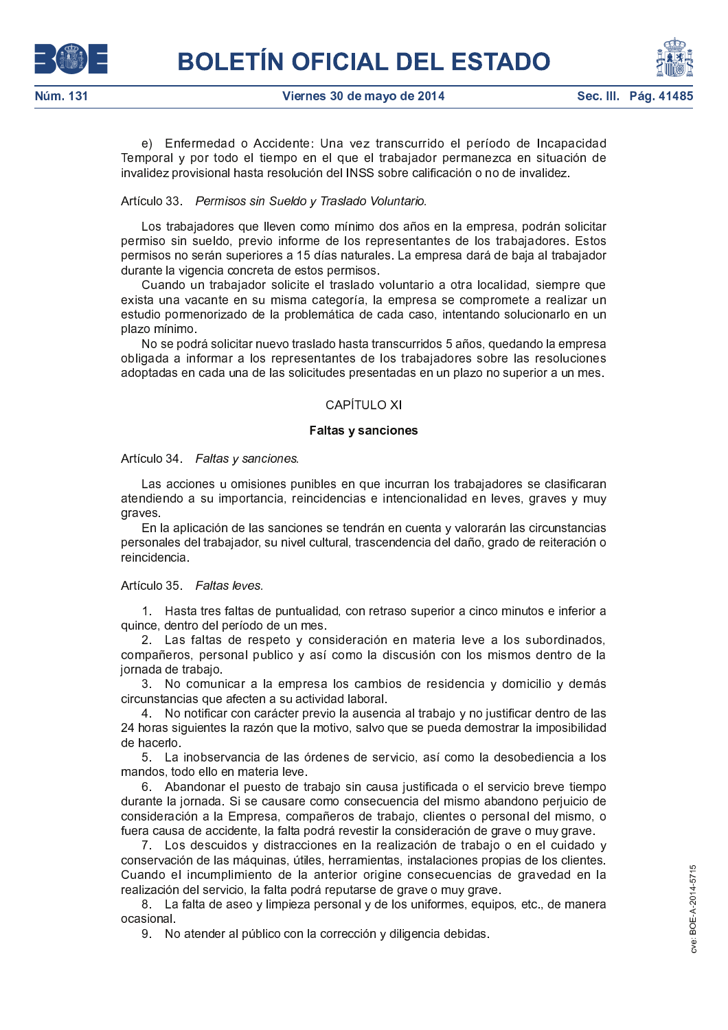e) Enfermedad o Accidente: Una vez transcurrido el período de Incapacidad Temporal y por todo el tiempo en el que el trabajador permanezca en situación de invalidez provisional hasta resolución del INSS sobre calificación o no de invalidez.

Artículo 33. *Permisos sin Sueldo y Traslado Voluntario.*

Los trabajadores que lleven como mínimo dos años en la empresa, podrán solicitar permiso sin sueldo, previo informe de los representantes de los trabajadores. Estos permisos no serán superiores a 15 días naturales. La empresa dará de baja al trabajador durante la vigencia concreta de estos permisos.

Cuando un trabajador solicite el traslado voluntario a otra localidad, siempre que exista una vacante en su misma categoría, la empresa se compromete a realizar un estudio pormenorizado de la problemática de cada caso, intentando solucionarlo en un plazo mínimo.

No se podrá solicitar nuevo traslado hasta transcurridos 5 años, quedando la empresa obligada a informar a los representantes de los trabajadores sobre las resoluciones adoptadas en cada una de las solicitudes presentadas en un plazo no superior a un mes.

## CAPÍTULO XI

## Faltas y sanciones

Artículo 34. *Faltas y sanciones.*

Las acciones u omisiones punibles en que incurran los trabajadores se clasificaran atendiendo a su importancia, reincidencias e intencionalidad en leves, graves y muy graves.

En la aplicación de las sanciones se tendrán en cuenta y valorarán las circunstancias personales del trabajador, su nivel cultural, trascendencia del daño, grado de reiteración o reincidencia.

Artículo 35. *Faltas leves.*

1. Hasta tres faltas de puntualidad, con retraso superior a cinco minutos e inferior a quince, dentro del período de un mes.
2. Las faltas de respeto y consideración en materia leve a los subordinados, compañeros, personal publico y así como la discusión con los mismos dentro de la jornada de trabajo.
3. No comunicar a la empresa los cambios de residencia y domicilio y demás circunstancias que afecten a su actividad laboral.
4. No notificar con carácter previo la ausencia al trabajo y no justificar dentro de las 24 horas siguientes la razón que la motivo, salvo que se pueda demostrar la imposibilidad de hacerlo.
5. La inobservancia de las órdenes de servicio, así como la desobediencia a los mandos, todo ello en materia leve.
6. Abandonar el puesto de trabajo sin causa justificada o el servicio breve tiempo durante la jornada. Si se causare como consecuencia del mismo abandono perjuicio de consideración a la Empresa, compañeros de trabajo, clientes o personal del mismo, o fuera causa de accidente, la falta podrá revestir la consideración de grave o muy grave.
7. Los descuidos y distracciones en la realización de trabajo o en el cuidado y conservación de las máquinas, útiles, herramientas, instalaciones propias de los clientes. Cuando el incumplimiento de la anterior origine consecuencias de gravedad en la realización del servicio, la falta podrá reputarse de grave o muy grave.
8. La falta de aseo y limpieza personal y de los uniformes, equipos, etc., de manera ocasional.
9. No atender al público con la corrección y diligencia debidas.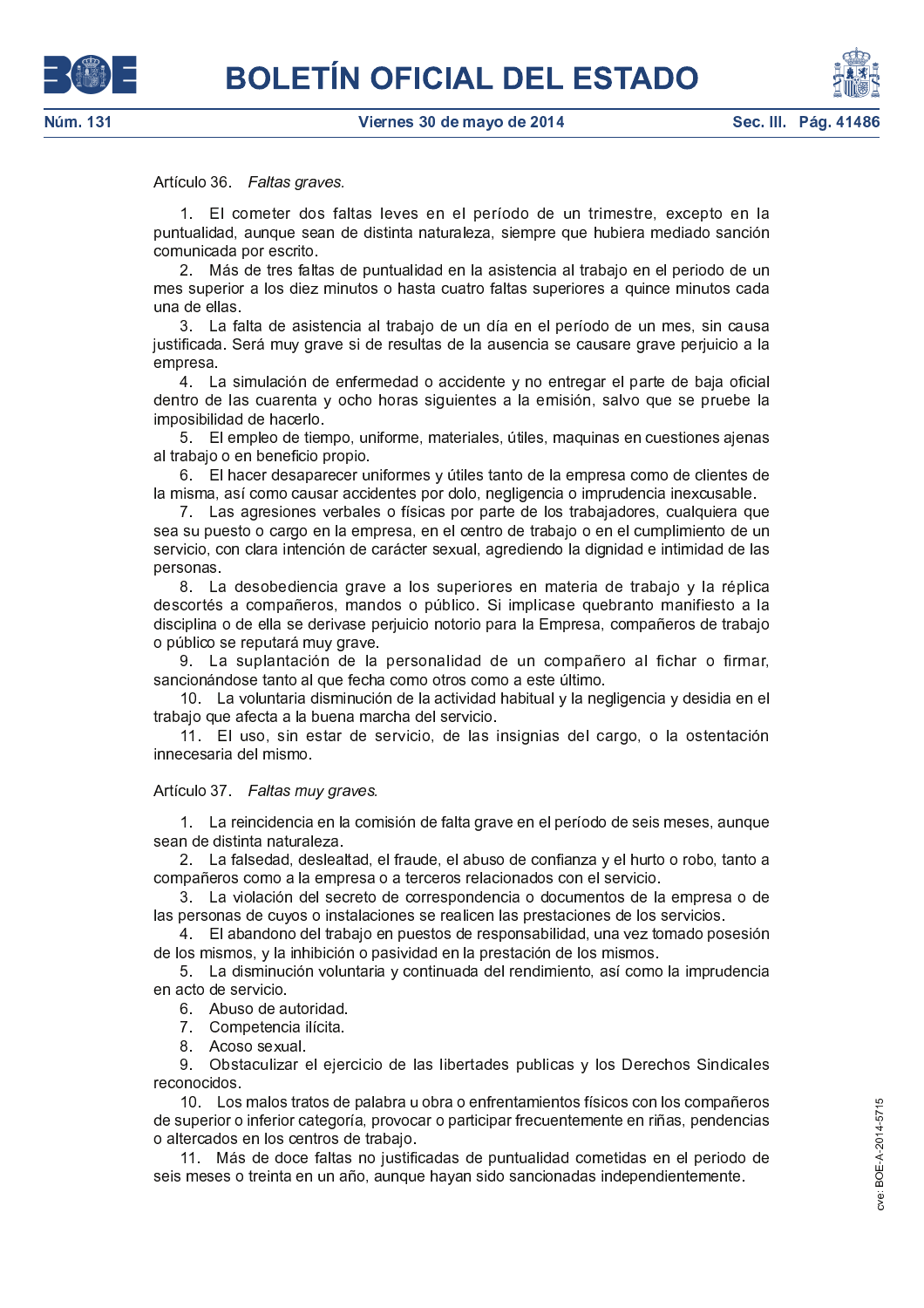Artículo 36. *Faltas graves.*

1. El cometer dos faltas leves en el período de un trimestre, excepto en la puntualidad, aunque sean de distinta naturaleza, siempre que hubiera mediado sanción comunicada por escrito.

2. Más de tres faltas de puntualidad en la asistencia al trabajo en el periodo de un mes superior a los diez minutos o hasta cuatro faltas superiores a quince minutos cada una de ellas.

3. La falta de asistencia al trabajo de un día en el período de un mes, sin causa justificada. Será muy grave si de resultas de la ausencia se causare grave perjuicio a la empresa.

4. La simulación de enfermedad o accidente y no entregar el parte de baja oficial dentro de las cuarenta y ocho horas siguientes a la emisión, salvo que se pruebe la imposibilidad de hacerlo.

5. El empleo de tiempo, uniforme, materiales, útiles, maquinas en cuestiones ajenas al trabajo o en beneficio propio.

6. El hacer desaparecer uniformes y útiles tanto de la empresa como de clientes de la misma, así como causar accidentes por dolo, negligencia o imprudencia inexcusable.

7. Las agresiones verbales o físicas por parte de los trabajadores, cualquiera que sea su puesto o cargo en la empresa, en el centro de trabajo o en el cumplimiento de un servicio, con clara intención de carácter sexual, agrediendo la dignidad e intimidad de las personas.

8. La desobediencia grave a los superiores en materia de trabajo y la réplica descortés a compañeros, mandos o público. Si implicase quebranto manifiesto a la disciplina o de ella se derivase perjuicio notorio para la Empresa, compañeros de trabajo o público se reputará muy grave.

9. La suplantación de la personalidad de un compañero al fichar o firmar, sancionándose tanto al que fecha como otros como a este último.

10. La voluntaria disminución de la actividad habitual y la negligencia y desidia en el trabajo que afecta a la buena marcha del servicio.

11. El uso, sin estar de servicio, de las insignias del cargo, o la ostentación innecesaria del mismo.

Artículo 37. *Faltas muy graves.*

1. La reincidencia en la comisión de falta grave en el período de seis meses, aunque sean de distinta naturaleza.

2. La falsedad, deslealtad, el fraude, el abuso de confianza y el hurto o robo, tanto a compañeros como a la empresa o a terceros relacionados con el servicio.

3. La violación del secreto de correspondencia o documentos de la empresa o de las personas de cuyos o instalaciones se realicen las prestaciones de los servicios.

4. El abandono del trabajo en puestos de responsabilidad, una vez tomado posesión de los mismos, y la inhibición o pasividad en la prestación de los mismos.

5. La disminución voluntaria y continuada del rendimiento, así como la imprudencia en acto de servicio.

6. Abuso de autoridad.

7. Competencia ilícita.

8. Acoso sexual.

9. Obstaculizar el ejercicio de las libertades publicas y los Derechos Sindicales reconocidos.

10. Los malos tratos de palabra u obra o enfrentamientos físicos con los compañeros de superior o inferior categoría, provocar o participar frecuentemente en riñas, pendencias o altercados en los centros de trabajo.

11. Más de doce faltas no justificadas de puntualidad cometidas en el periodo de seis meses o treinta en un año, aunque hayan sido sancionadas independientemente.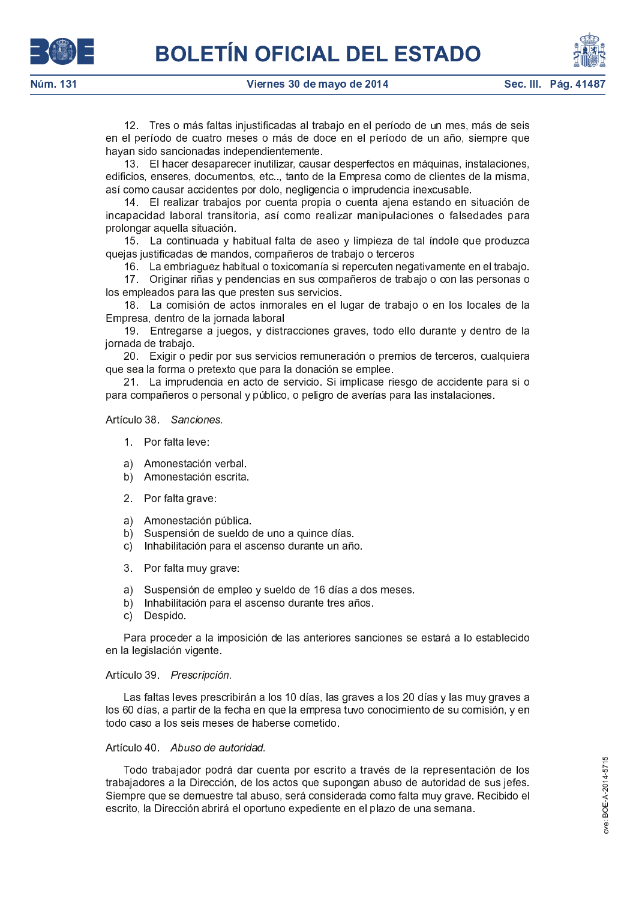12. Tres o más faltas injustificadas al trabajo en el período de un mes, más de seis en el período de cuatro meses o más de doce en el período de un año, siempre que hayan sido sancionadas independientemente.

13. El hacer desaparecer inutilizar, causar desperfectos en máquinas, instalaciones, edificios, enseres, documentos, etc.., tanto de la Empresa como de clientes de la misma, así como causar accidentes por dolo, negligencia o imprudencia inexcusable.

14. El realizar trabajos por cuenta propia o cuenta ajena estando en situación de incapacidad laboral transitoria, así como realizar manipulaciones o falsedades para prolongar aquella situación.

15. La continuada y habitual falta de aseo y limpieza de tal índole que produzca quejas justificadas de mandos, compañeros de trabajo o terceros

16. La embriaguez habitual o toxicomanía si repercuten negativamente en el trabajo.

17. Originar riñas y pendencias en sus compañeros de trabajo o con las personas o los empleados para las que presten sus servicios.

18. La comisión de actos inmorales en el lugar de trabajo o en los locales de la Empresa, dentro de la jornada laboral

19. Entregarse a juegos, y distracciones graves, todo ello durante y dentro de la jornada de trabajo.

20. Exigir o pedir por sus servicios remuneración o premios de terceros, cualquiera que sea la forma o pretexto que para la donación se emplee.

21. La imprudencia en acto de servicio. Si implicase riesgo de accidente para si o para compañeros o personal y público, o peligro de averías para las instalaciones.

Artículo 38. *Sanciones.*

1. Por falta leve:

a) Amonestación verbal.
b) Amonestación escrita.

2. Por falta grave:

a) Amonestación pública.
b) Suspensión de sueldo de uno a quince días.
c) Inhabilitación para el ascenso durante un año.

3. Por falta muy grave:

a) Suspensión de empleo y sueldo de 16 días a dos meses.
b) Inhabilitación para el ascenso durante tres años.
c) Despido.

Para proceder a la imposición de las anteriores sanciones se estará a lo establecido en la legislación vigente.

Artículo 39. *Prescripción.*

Las faltas leves prescribirán a los 10 días, las graves a los 20 días y las muy graves a los 60 días, a partir de la fecha en que la empresa tuvo conocimiento de su comisión, y en todo caso a los seis meses de haberse cometido.

Artículo 40. *Abuso de autoridad.*

Todo trabajador podrá dar cuenta por escrito a través de la representación de los trabajadores a la Dirección, de los actos que supongan abuso de autoridad de sus jefes. Siempre que se demuestre tal abuso, será considerada como falta muy grave. Recibido el escrito, la Dirección abrirá el oportuno expediente en el plazo de una semana.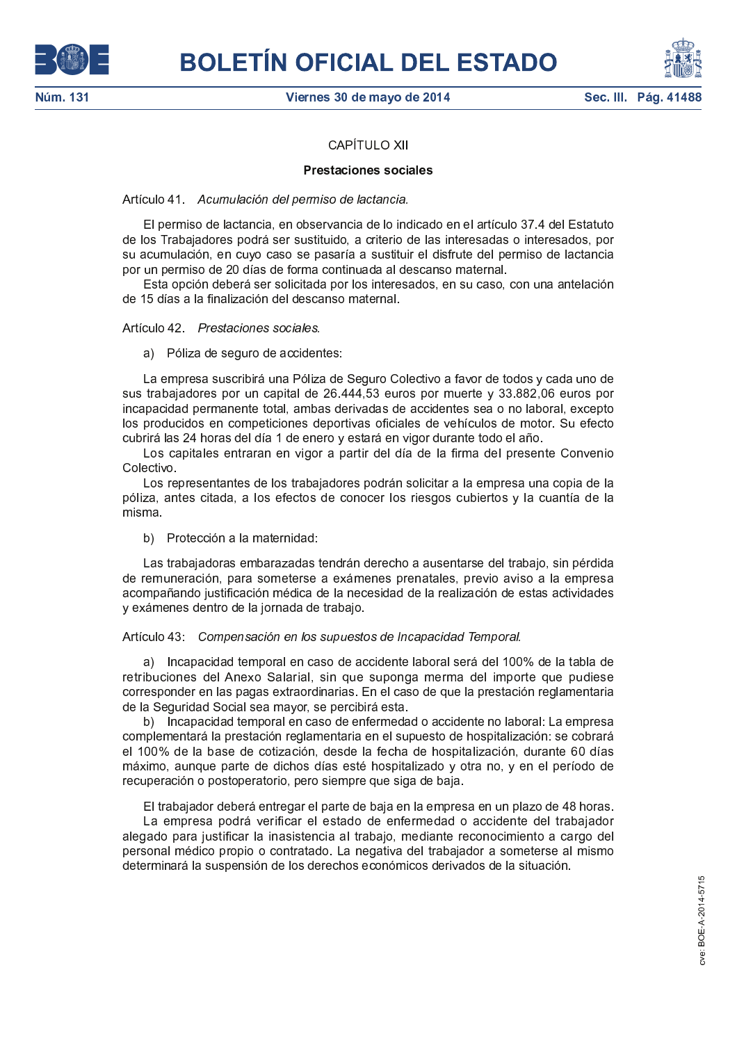## CAPÍTULO XII

## Prestaciones sociales

Artículo 41. *Acumulación del permiso de lactancia.*

El permiso de lactancia, en observancia de lo indicado en el artículo 37.4 del Estatuto de los Trabajadores podrá ser sustituido, a criterio de las interesadas o interesados, por su acumulación, en cuyo caso se pasaría a sustituir el disfrute del permiso de lactancia por un permiso de 20 días de forma continuada al descanso maternal.

Esta opción deberá ser solicitada por los interesados, en su caso, con una antelación de 15 días a la finalización del descanso maternal.

Artículo 42. *Prestaciones sociales.*

a) Póliza de seguro de accidentes:

La empresa suscribirá una Póliza de Seguro Colectivo a favor de todos y cada uno de sus trabajadores por un capital de 26.444,53 euros por muerte y 33.882,06 euros por incapacidad permanente total, ambas derivadas de accidentes sea o no laboral, excepto los producidos en competiciones deportivas oficiales de vehículos de motor. Su efecto cubrirá las 24 horas del día 1 de enero y estará en vigor durante todo el año.

Los capitales entraran en vigor a partir del día de la firma del presente Convenio Colectivo.

Los representantes de los trabajadores podrán solicitar a la empresa una copia de la póliza, antes citada, a los efectos de conocer los riesgos cubiertos y la cuantía de la misma.

b) Protección a la maternidad:

Las trabajadoras embarazadas tendrán derecho a ausentarse del trabajo, sin pérdida de remuneración, para someterse a exámenes prenatales, previo aviso a la empresa acompañando justificación médica de la necesidad de la realización de estas actividades y exámenes dentro de la jornada de trabajo.

Artículo 43: *Compensación en los supuestos de Incapacidad Temporal.*

a) Incapacidad temporal en caso de accidente laboral será del 100% de la tabla de retribuciones del Anexo Salarial, sin que suponga merma del importe que pudiese corresponder en las pagas extraordinarias. En el caso de que la prestación reglamentaria de la Seguridad Social sea mayor, se percibirá esta.

b) Incapacidad temporal en caso de enfermedad o accidente no laboral: La empresa complementará la prestación reglamentaria en el supuesto de hospitalización: se cobrará el 100% de la base de cotización, desde la fecha de hospitalización, durante 60 días máximo, aunque parte de dichos días esté hospitalizado y otra no, y en el período de recuperación o postoperatorio, pero siempre que siga de baja.

El trabajador deberá entregar el parte de baja en la empresa en un plazo de 48 horas.

La empresa podrá verificar el estado de enfermedad o accidente del trabajador alegado para justificar la inasistencia al trabajo, mediante reconocimiento a cargo del personal médico propio o contratado. La negativa del trabajador a someterse al mismo determinará la suspensión de los derechos económicos derivados de la situación.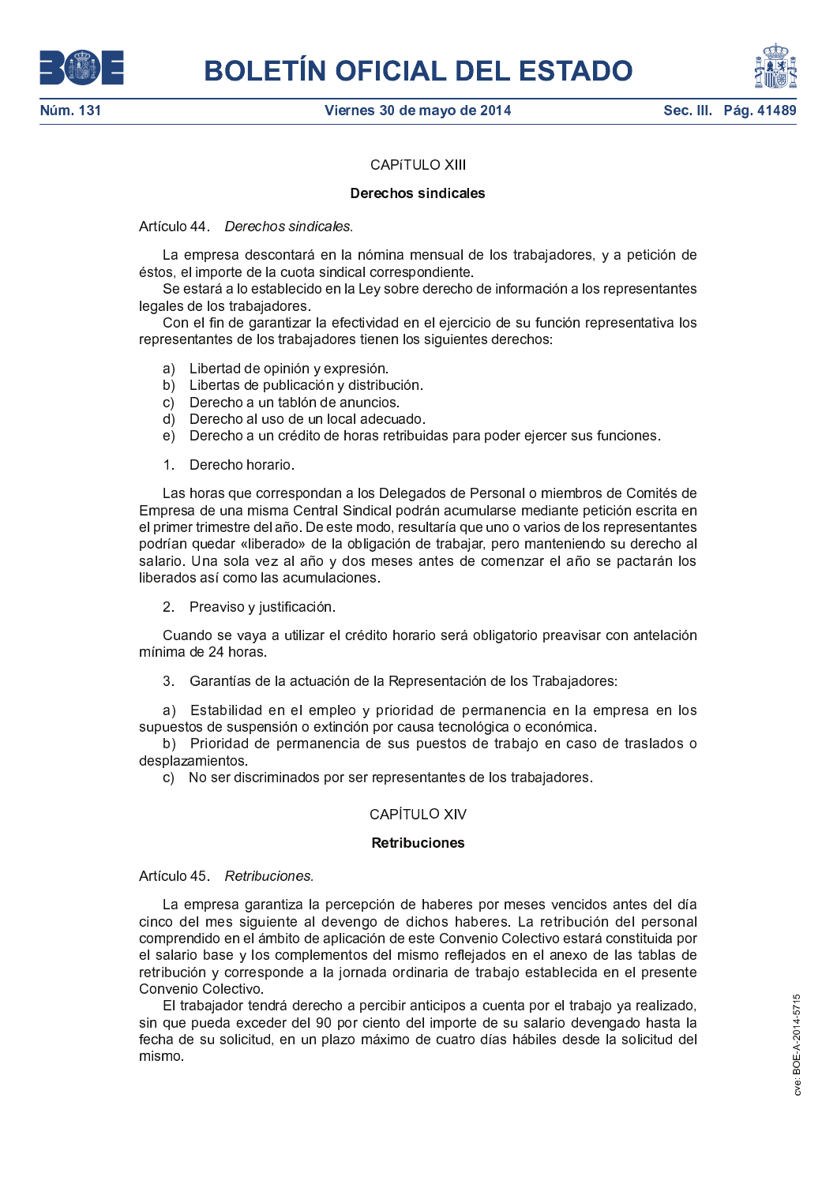## CAPíTULO XIII

### Derechos sindicales

Artículo 44. *Derechos sindicales.*

La empresa descontará en la nómina mensual de los trabajadores, y a petición de éstos, el importe de la cuota sindical correspondiente.

Se estará a lo establecido en la Ley sobre derecho de información a los representantes legales de los trabajadores.

Con el fin de garantizar la efectividad en el ejercicio de su función representativa los representantes de los trabajadores tienen los siguientes derechos:

a) Libertad de opinión y expresión.
b) Libertades de publicación y distribución.
c) Derecho a un tablón de anuncios.
d) Derecho al uso de un local adecuado.
e) Derecho a un crédito de horas retribuidas para poder ejercer sus funciones.

1. Derecho horario.

Las horas que correspondan a los Delegados de Personal o miembros de Comités de Empresa de una misma Central Sindical podrán acumularse mediante petición escrita en el primer trimestre del año. De este modo, resultaría que uno o varios de los representantes podrían quedar «liberado» de la obligación de trabajar, pero manteniendo su derecho al salario. Una sola vez al año y dos meses antes de comenzar el año se pactarán los liberados así como las acumulaciones.

2. Preaviso y justificación.

Cuando se vaya a utilizar el crédito horario será obligatorio preavisar con antelación mínima de 24 horas.

3. Garantías de la actuación de la Representación de los Trabajadores:

a) Estabilidad en el empleo y prioridad de permanencia en la empresa en los supuestos de suspensión o extinción por causa tecnológica o económica.
b) Prioridad de permanencia de sus puestos de trabajo en caso de traslados o desplazamientos.
c) No ser discriminados por ser representantes de los trabajadores.

## CAPÍTULO XIV

### Retribuciones

Artículo 45. *Retribuciones.*

La empresa garantiza la percepción de haberes por meses vencidos antes del día cinco del mes siguiente al devengo de dichos haberes. La retribución del personal comprendido en el ámbito de aplicación de este Convenio Colectivo estará constituida por el salario base y los complementos del mismo reflejados en el anexo de las tablas de retribución y corresponde a la jornada ordinaria de trabajo establecida en el presente Convenio Colectivo.

El trabajador tendrá derecho a percibir anticipos a cuenta por el trabajo ya realizado, sin que pueda exceder del 90 por ciento del importe de su salario devengado hasta la fecha de su solicitud, en un plazo máximo de cuatro días hábiles desde la solicitud del mismo.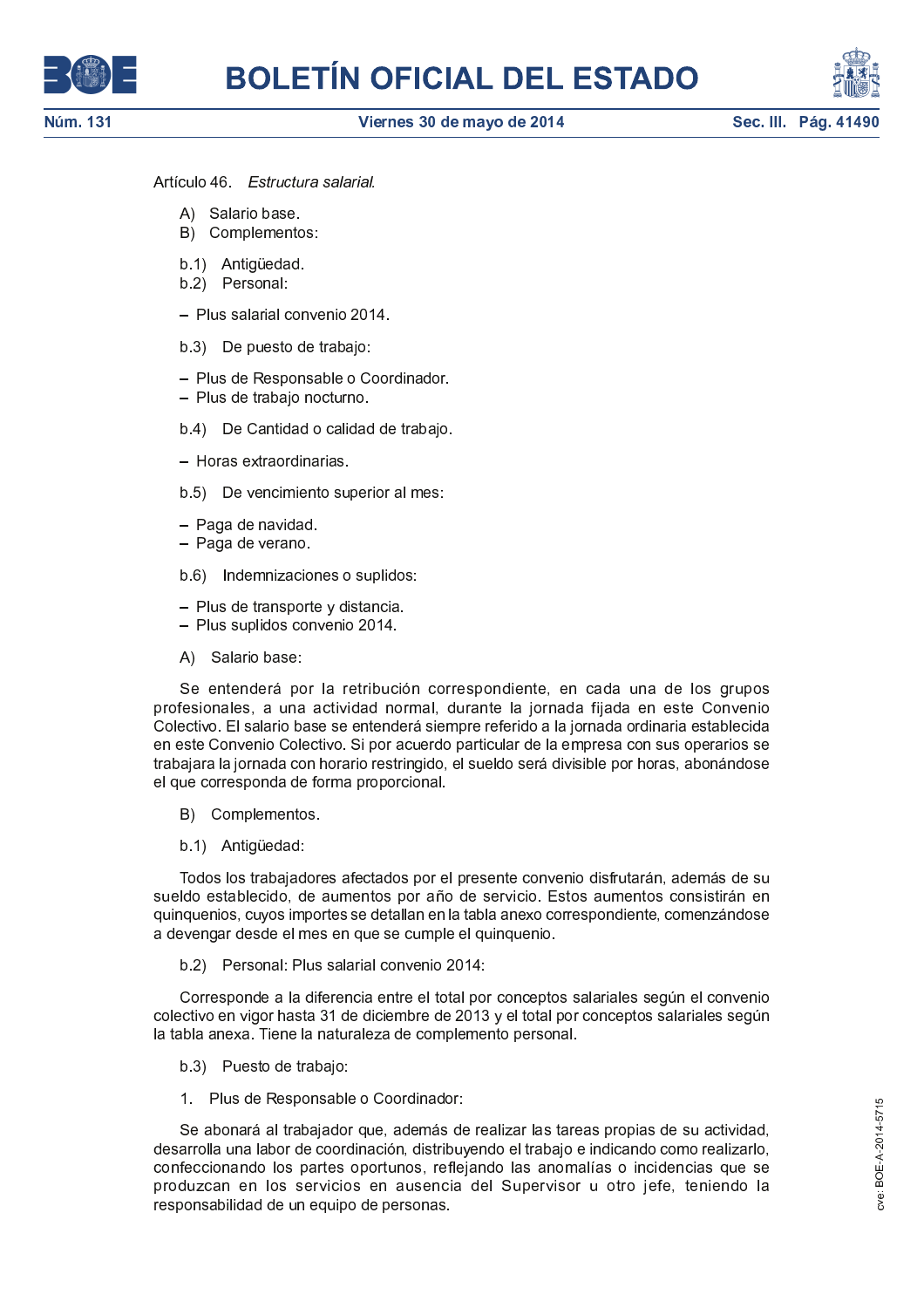Artículo 46. *Estructura salarial.*

A) Salario base.
B) Complementos:

b.1) Antigüedad.
b.2) Personal:

– Plus salarial convenio 2014.

b.3) De puesto de trabajo:

– Plus de Responsable o Coordinador.
– Plus de trabajo nocturno.

b.4) De Cantidad o calidad de trabajo.

– Horas extraordinarias.

b.5) De vencimiento superior al mes:

– Paga de navidad.
– Paga de verano.

b.6) Indemnizaciones o suplidos:

– Plus de transporte y distancia.
– Plus suplidos convenio 2014.

A) Salario base:

Se entenderá por la retribución correspondiente, en cada una de los grupos profesionales, a una actividad normal, durante la jornada fijada en este Convenio Colectivo. El salario base se entenderá siempre referido a la jornada ordinaria establecida en este Convenio Colectivo. Si por acuerdo particular de la empresa con sus operarios se trabajara la jornada con horario restringido, el sueldo será divisible por horas, abonándose el que corresponda de forma proporcional.

B) Complementos.

b.1) Antigüedad:

Todos los trabajadores afectados por el presente convenio disfrutarán, además de su sueldo establecido, de aumentos por año de servicio. Estos aumentos consistirán en quinquenios, cuyos importes se detallan en la tabla anexo correspondiente, comenzándose a devengar desde el mes en que se cumple el quinquenio.

b.2) Personal: Plus salarial convenio 2014:

Corresponde a la diferencia entre el total por conceptos salariales según el convenio colectivo en vigor hasta 31 de diciembre de 2013 y el total por conceptos salariales según la tabla anexa. Tiene la naturaleza de complemento personal.

b.3) Puesto de trabajo:

1. Plus de Responsable o Coordinador:

Se abonará al trabajador que, además de realizar las tareas propias de su actividad, desarrolla una labor de coordinación, distribuyendo el trabajo e indicando como realizarlo, confeccionando los partes oportunos, reflejando las anomalías o incidencias que se produzcan en los servicios en ausencia del Supervisor u otro jefe, teniendo la responsabilidad de un equipo de personas.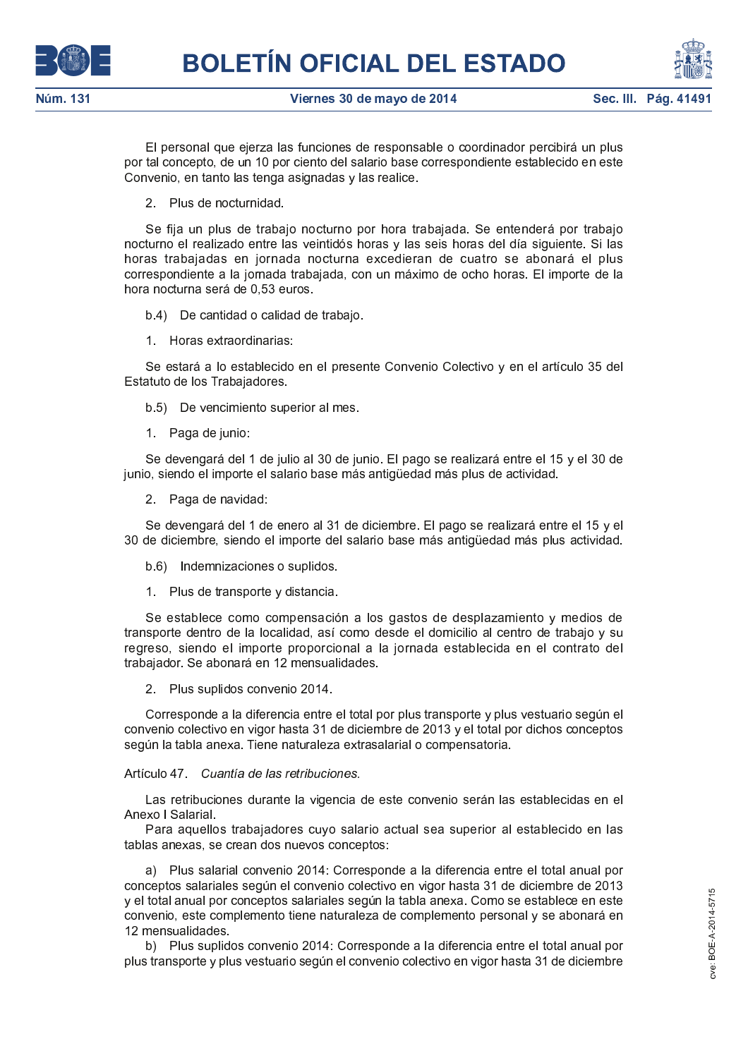El personal que ejerza las funciones de responsable o coordinador percibirá un plus por tal concepto, de un 10 por ciento del salario base correspondiente establecido en este Convenio, en tanto las tenga asignadas y las realice.

2. Plus de nocturnidad.

Se fija un plus de trabajo nocturno por hora trabajada. Se entenderá por trabajo nocturno el realizado entre las veintidós horas y las seis horas del día siguiente. Si las horas trabajadas en jornada nocturna excedieran de cuatro se abonará el plus correspondiente a la jornada trabajada, con un máximo de ocho horas. El importe de la hora nocturna será de 0,53 euros.

b.4) De cantidad o calidad de trabajo.

1. Horas extraordinarias:

Se estará a lo establecido en el presente Convenio Colectivo y en el artículo 35 del Estatuto de los Trabajadores.

b.5) De vencimiento superior al mes.

1. Paga de junio:

Se devengará del 1 de julio al 30 de junio. El pago se realizará entre el 15 y el 30 de junio, siendo el importe el salario base más antigüedad más plus de actividad.

2. Paga de navidad:

Se devengará del 1 de enero al 31 de diciembre. El pago se realizará entre el 15 y el 30 de diciembre, siendo el importe del salario base más antigüedad más plus actividad.

b.6) Indemnizaciones o suplidos.

1. Plus de transporte y distancia.

Se establece como compensación a los gastos de desplazamiento y medios de transporte dentro de la localidad, así como desde el domicilio al centro de trabajo y su regreso, siendo el importe proporcional a la jornada establecida en el contrato del trabajador. Se abonará en 12 mensualidades.

2. Plus suplidos convenio 2014.

Corresponde a la diferencia entre el total por plus transporte y plus vestuario según el convenio colectivo en vigor hasta 31 de diciembre de 2013 y el total por dichos conceptos según la tabla anexa. Tiene naturaleza extrasalarial o compensatoria.

Artículo 47. *Cuantía de las retribuciones.*

Las retribuciones durante la vigencia de este convenio serán las establecidas en el Anexo I Salarial.

Para aquellos trabajadores cuyo salario actual sea superior al establecido en las tablas anexas, se crean dos nuevos conceptos:

a) Plus salarial convenio 2014: Corresponde a la diferencia entre el total anual por conceptos salariales según el convenio colectivo en vigor hasta 31 de diciembre de 2013 y el total anual por conceptos salariales según la tabla anexa. Como se establece en este convenio, este complemento tiene naturaleza de complemento personal y se abonará en 12 mensualidades.

b) Plus suplidos convenio 2014: Corresponde a la diferencia entre el total anual por plus transporte y plus vestuario según el convenio colectivo en vigor hasta 31 de diciembre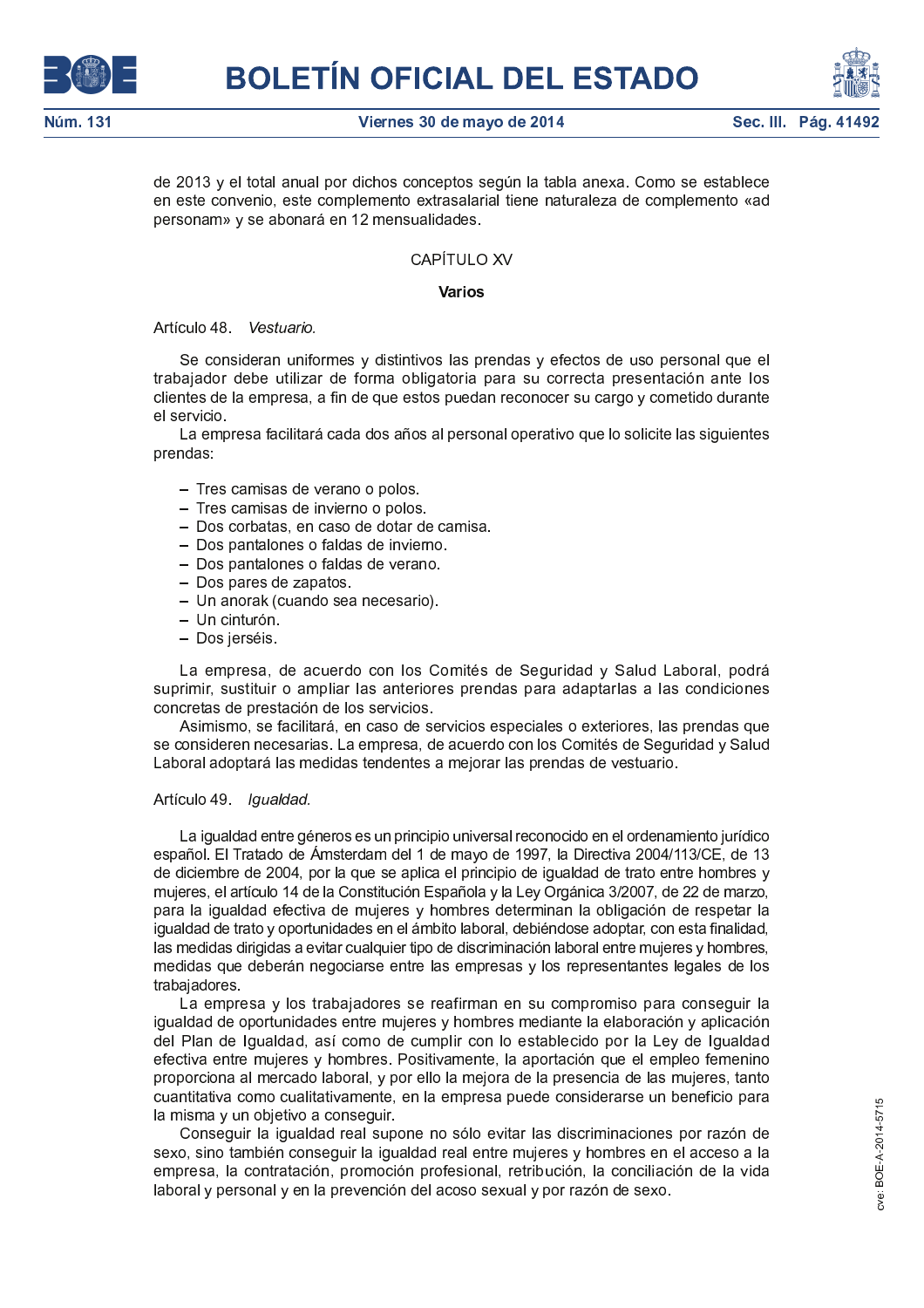de 2013 y el total anual por dichos conceptos según la tabla anexa. Como se establece en este convenio, este complemento extrasalarial tiene naturaleza de complemento «ad personam» y se abonará en 12 mensualidades.

## CAPÍTULO XV

### Varios

**Artículo 48.** *Vestuario.*

Se consideran uniformes y distintivos las prendas y efectos de uso personal que el trabajador debe utilizar de forma obligatoria para su correcta presentación ante los clientes de la empresa, a fin de que estos puedan reconocer su cargo y cometido durante el servicio.

La empresa facilitará cada dos años al personal operativo que lo solicite las siguientes prendas:

- Tres camisas de verano o polos.
- Tres camisas de invierno o polos.
- Dos corbatas, en caso de dotar de camisa.
- Dos pantalones o faldas de invierno.
- Dos pantalones o faldas de verano.
- Dos pares de zapatos.
- Un anorak (cuando sea necesario).
- Un cinturón.
- Dos jerséis.

La empresa, de acuerdo con los Comités de Seguridad y Salud Laboral, podrá suprimir, sustituir o ampliar las anteriores prendas para adaptarlas a las condiciones concretas de prestación de los servicios.

Asimismo, se facilitará, en caso de servicios especiales o exteriores, las prendas que se consideren necesarias. La empresa, de acuerdo con los Comités de Seguridad y Salud Laboral adoptará las medidas tendentes a mejorar las prendas de vestuario.

**Artículo 49.** *Igualdad.*

La igualdad entre géneros es un principio universal reconocido en el ordenamiento jurídico español. El Tratado de Ámsterdam del 1 de mayo de 1997, la Directiva 2004/113/CE, de 13 de diciembre de 2004, por la que se aplica el principio de igualdad de trato entre hombres y mujeres, el artículo 14 de la Constitución Española y la Ley Orgánica 3/2007, de 22 de marzo, para la igualdad efectiva de mujeres y hombres determinan la obligación de respetar la igualdad de trato y oportunidades en el ámbito laboral, debiéndose adoptar, con esta finalidad, las medidas dirigidas a evitar cualquier tipo de discriminación laboral entre mujeres y hombres, medidas que deberán negociarse entre las empresas y los representantes legales de los trabajadores.

La empresa y los trabajadores se reafirman en su compromiso para conseguir la igualdad de oportunidades entre mujeres y hombres mediante la elaboración y aplicación del Plan de Igualdad, así como de cumplir con lo establecido por la Ley de Igualdad efectiva entre mujeres y hombres. Positivamente, la aportación que el empleo femenino proporciona al mercado laboral, y por ello la mejora de la presencia de las mujeres, tanto cuantitativa como cualitativamente, en la empresa puede considerarse un beneficio para la misma y un objetivo a conseguir.

Conseguir la igualdad real supone no sólo evitar las discriminaciones por razón de sexo, sino también conseguir la igualdad real entre mujeres y hombres en el acceso a la empresa, la contratación, promoción profesional, retribución, la conciliación de la vida laboral y personal y en la prevención del acoso sexual y por razón de sexo.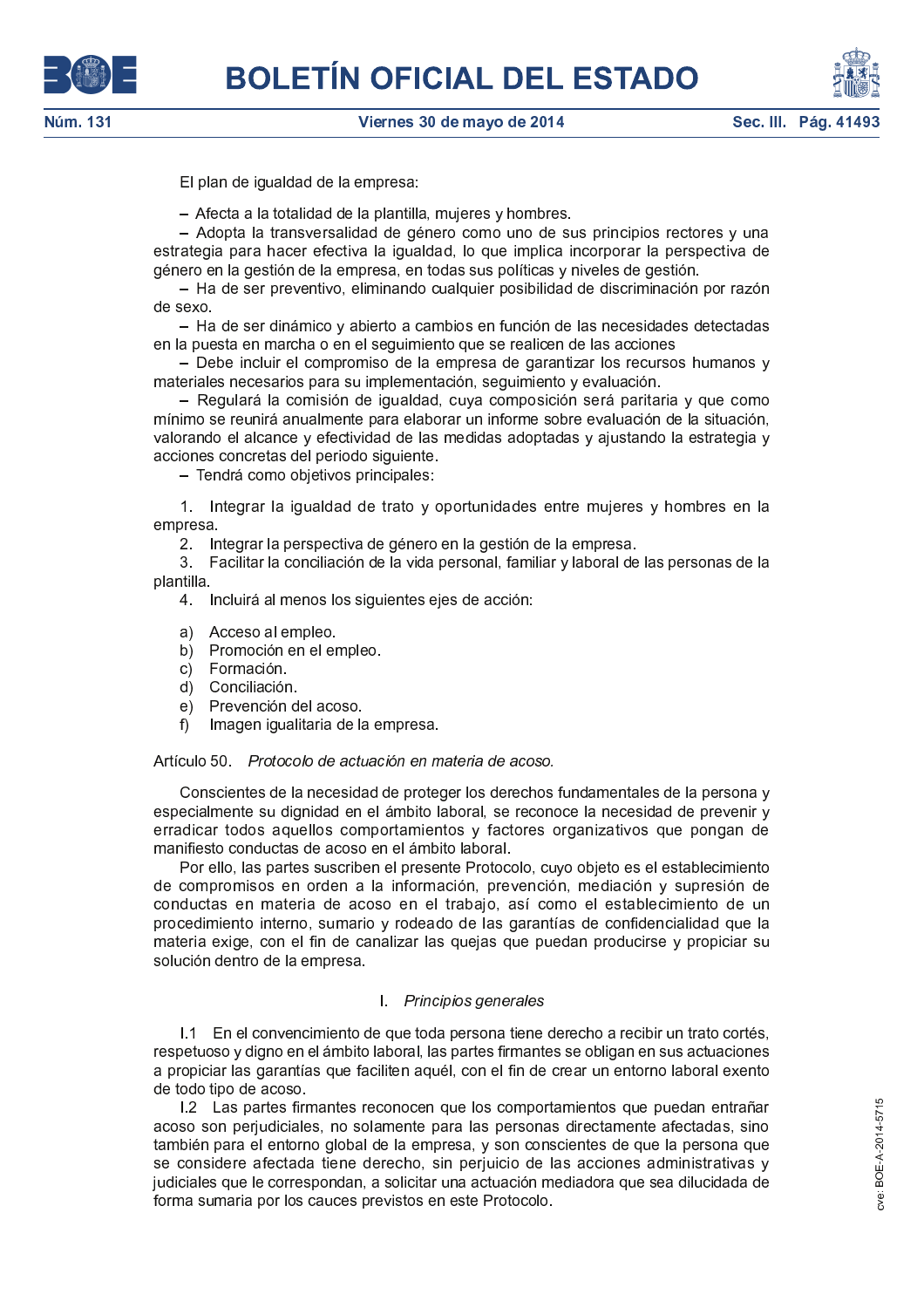El plan de igualdad de la empresa:

– Afecta a la totalidad de la plantilla, mujeres y hombres.

– Adopta la transversalidad de género como uno de sus principios rectores y una estrategia para hacer efectiva la igualdad, lo que implica incorporar la perspectiva de género en la gestión de la empresa, en todas sus políticas y niveles de gestión.

– Ha de ser preventivo, eliminando cualquier posibilidad de discriminación por razón de sexo.

– Ha de ser dinámico y abierto a cambios en función de las necesidades detectadas en la puesta en marcha o en el seguimiento que se realicen de las acciones

– Debe incluir el compromiso de la empresa de garantizar los recursos humanos y materiales necesarios para su implementación, seguimiento y evaluación.

– Regulará la comisión de igualdad, cuya composición será paritaria y que como mínimo se reunirá anualmente para elaborar un informe sobre evaluación de la situación, valorando el alcance y efectividad de las medidas adoptadas y ajustando la estrategia y acciones concretas del periodo siguiente.

– Tendrá como objetivos principales:

1. Integrar la igualdad de trato y oportunidades entre mujeres y hombres en la empresa.
2. Integrar la perspectiva de género en la gestión de la empresa.
3. Facilitar la conciliación de la vida personal, familiar y laboral de las personas de la plantilla.
4. Incluirá al menos los siguientes ejes de acción:

a) Acceso al empleo.
b) Promoción en el empleo.
c) Formación.
d) Conciliación.
e) Prevención del acoso.
f) Imagen igualitaria de la empresa.

Artículo 50. *Protocolo de actuación en materia de acoso.*

Conscientes de la necesidad de proteger los derechos fundamentales de la persona y especialmente su dignidad en el ámbito laboral, se reconoce la necesidad de prevenir y erradicar todos aquellos comportamientos y factores organizativos que pongan de manifiesto conductas de acoso en el ámbito laboral.

Por ello, las partes suscriben el presente Protocolo, cuyo objeto es el establecimiento de compromisos en orden a la información, prevención, mediación y supresión de conductas en materia de acoso en el trabajo, así como el establecimiento de un procedimiento interno, sumario y rodeado de las garantías de confidencialidad que la materia exige, con el fin de canalizar las quejas que puedan producirse y propiciar su solución dentro de la empresa.

I. *Principios generales*

I.1 En el convencimiento de que toda persona tiene derecho a recibir un trato cortés, respetuoso y digno en el ámbito laboral, las partes firmantes se obligan en sus actuaciones a propiciar las garantías que faciliten aquél, con el fin de crear un entorno laboral exento de todo tipo de acoso.

I.2 Las partes firmantes reconocen que los comportamientos que puedan entrañar acoso son perjudiciales, no solamente para las personas directamente afectadas, sino también para el entorno global de la empresa, y son conscientes de que la persona que se considere afectada tiene derecho, sin perjuicio de las acciones administrativas y judiciales que le correspondan, a solicitar una actuación mediadora que sea dilucidada de forma sumaria por los cauces previstos en este Protocolo.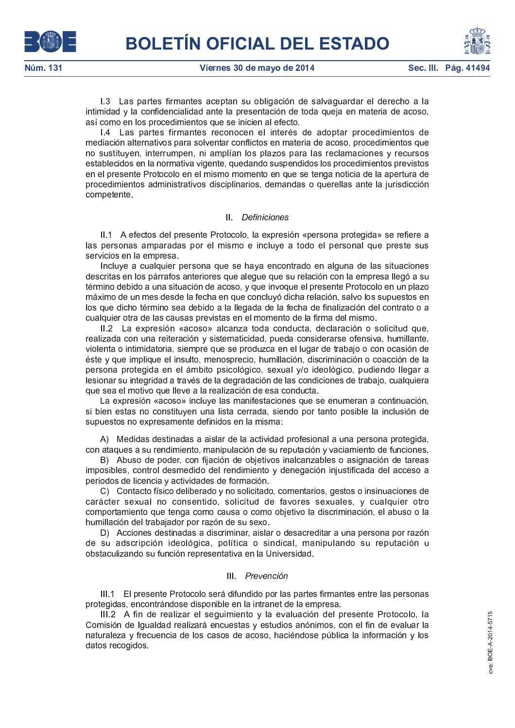I.3 Las partes firmantes aceptan su obligación de salvaguardar el derecho a la intimidad y la confidencialidad ante la presentación de toda queja en materia de acoso, así como en los procedimientos que se inicien al efecto.

I.4 Las partes firmantes reconocen el interés de adoptar procedimientos de mediación alternativos para solventar conflictos en materia de acoso, procedimientos que no sustituyen, interrumpen, ni amplían los plazos para las reclamaciones y recursos establecidos en la normativa vigente, quedando suspendidos los procedimientos previstos en el presente Protocolo en el mismo momento en que se tenga noticia de la apertura de procedimientos administrativos disciplinarios, demandas o querellas ante la jurisdicción competente.

## II. *Definiciones*

II.1 A efectos del presente Protocolo, la expresión «persona protegida» se refiere a las personas amparadas por el mismo e incluye a todo el personal que preste sus servicios en la empresa.

Incluye a cualquier persona que se haya encontrado en alguna de las situaciones descritas en los párrafos anteriores que alegue que su relación con la empresa llegó a su término debido a una situación de acoso, y que invoque el presente Protocolo en un plazo máximo de un mes desde la fecha en que concluyó dicha relación, salvo los supuestos en los que dicho término sea debido a la llegada de la fecha de finalización del contrato o a cualquier otra de las causas previstas en el momento de la firma del mismo.

II.2 La expresión «acoso» alcanza toda conducta, declaración o solicitud que, realizada con una reiteración y sistematicidad, pueda considerarse ofensiva, humillante, violenta o intimidatoria, siempre que se produzca en el lugar de trabajo o con ocasión de éste y que implique el insulto, menosprecio, humillación, discriminación o coacción de la persona protegida en el ámbito psicológico, sexual y/o ideológico, pudiendo llegar a lesionar su integridad a través de la degradación de las condiciones de trabajo, cualquiera que sea el motivo que lleve a la realización de esa conducta.

La expresión «acoso» incluye las manifestaciones que se enumeran a continuación, si bien estas no constituyen una lista cerrada, siendo por tanto posible la inclusión de supuestos no expresamente definidos en la misma:

A) Medidas destinadas a aislar de la actividad profesional a una persona protegida, con ataques a su rendimiento, manipulación de su reputación y vaciamiento de funciones.

B) Abuso de poder, con fijación de objetivos inalcanzables o asignación de tareas imposibles, control desmedido del rendimiento y denegación injustificada del acceso a periodos de licencia y actividades de formación.

C) Contacto físico deliberado y no solicitado, comentarios, gestos o insinuaciones de carácter sexual no consentido, solicitud de favores sexuales, y cualquier otro comportamiento que tenga como causa o como objetivo la discriminación, el abuso o la humillación del trabajador por razón de su sexo.

D) Acciones destinadas a discriminar, aislar o desacreditar a una persona por razón de su adscripción ideológica, política o sindical, manipulando su reputación u obstaculizando su función representativa en la Universidad.

## III. *Prevención*

III.1 El presente Protocolo será difundido por las partes firmantes entre las personas protegidas, encontrándose disponible en la intranet de la empresa.

III.2 A fin de realizar el seguimiento y la evaluación del presente Protocolo, la Comisión de Igualdad realizará encuestas y estudios anónimos, con el fin de evaluar la naturaleza y frecuencia de los casos de acoso, haciéndose pública la información y los datos recogidos.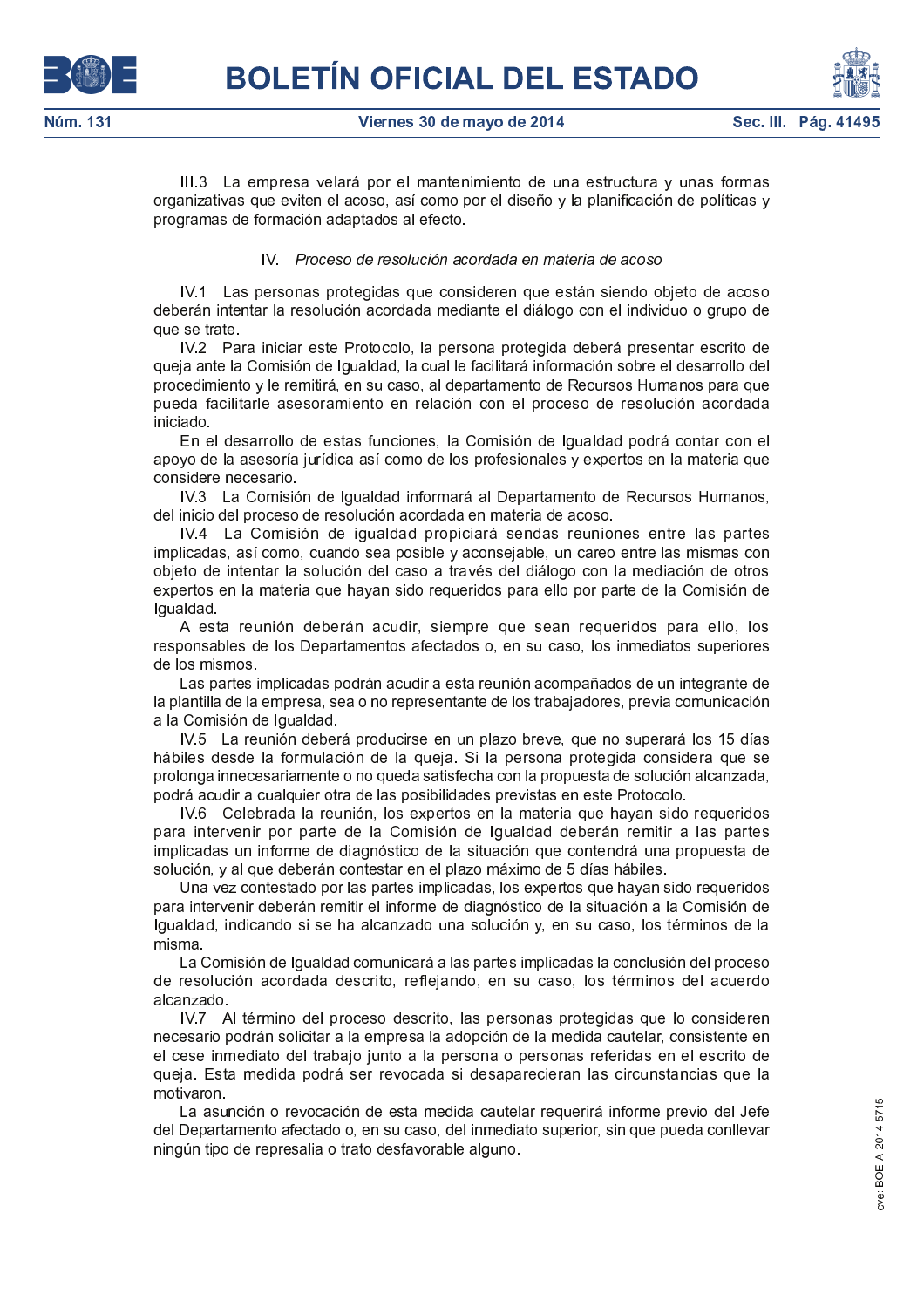III.3 La empresa velará por el mantenimiento de una estructura y unas formas organizativas que eviten el acoso, así como por el diseño y la planificación de políticas y programas de formación adaptados al efecto.

### IV. *Proceso de resolución acordada en materia de acoso*

IV.1 Las personas protegidas que consideren que están siendo objeto de acoso deberán intentar la resolución acordada mediante el diálogo con el individuo o grupo de que se trate.

IV.2 Para iniciar este Protocolo, la persona protegida deberá presentar escrito de queja ante la Comisión de Igualdad, la cual le facilitará información sobre el desarrollo del procedimiento y le remitirá, en su caso, al departamento de Recursos Humanos para que pueda facilitarle asesoramiento en relación con el proceso de resolución acordada iniciado.

En el desarrollo de estas funciones, la Comisión de Igualdad podrá contar con el apoyo de la asesoría jurídica así como de los profesionales y expertos en la materia que considere necesario.

IV.3 La Comisión de Igualdad informará al Departamento de Recursos Humanos, del inicio del proceso de resolución acordada en materia de acoso.

IV.4 La Comisión de igualdad propiciará sendas reuniones entre las partes implicadas, así como, cuando sea posible y aconsejable, un careo entre las mismas con objeto de intentar la solución del caso a través del diálogo con la mediación de otros expertos en la materia que hayan sido requeridos para ello por parte de la Comisión de Igualdad.

A esta reunión deberán acudir, siempre que sean requeridos para ello, los responsables de los Departamentos afectados o, en su caso, los inmediatos superiores de los mismos.

Las partes implicadas podrán acudir a esta reunión acompañados de un integrante de la plantilla de la empresa, sea o no representante de los trabajadores, previa comunicación a la Comisión de Igualdad.

IV.5 La reunión deberá producirse en un plazo breve, que no superará los 15 días hábiles desde la formulación de la queja. Si la persona protegida considera que se prolonga innecesariamente o no queda satisfecha con la propuesta de solución alcanzada, podrá acudir a cualquier otra de las posibilidades previstas en este Protocolo.

IV.6 Celebrada la reunión, los expertos en la materia que hayan sido requeridos para intervenir por parte de la Comisión de Igualdad deberán remitir a las partes implicadas un informe de diagnóstico de la situación que contendrá una propuesta de solución, y al que deberán contestar en el plazo máximo de 5 días hábiles.

Una vez contestado por las partes implicadas, los expertos que hayan sido requeridos para intervenir deberán remitir el informe de diagnóstico de la situación a la Comisión de Igualdad, indicando si se ha alcanzado una solución y, en su caso, los términos de la misma.

La Comisión de Igualdad comunicará a las partes implicadas la conclusión del proceso de resolución acordada descrito, reflejando, en su caso, los términos del acuerdo alcanzado.

IV.7 Al término del proceso descrito, las personas protegidas que lo consideren necesario podrán solicitar a la empresa la adopción de la medida cautelar, consistente en el cese inmediato del trabajo junto a la persona o personas referidas en el escrito de queja. Esta medida podrá ser revocada si desaparecieran las circunstancias que la motivaron.

La asunción o revocación de esta medida cautelar requerirá informe previo del Jefe del Departamento afectado o, en su caso, del inmediato superior, sin que pueda conllevar ningún tipo de represalia o trato desfavorable alguno.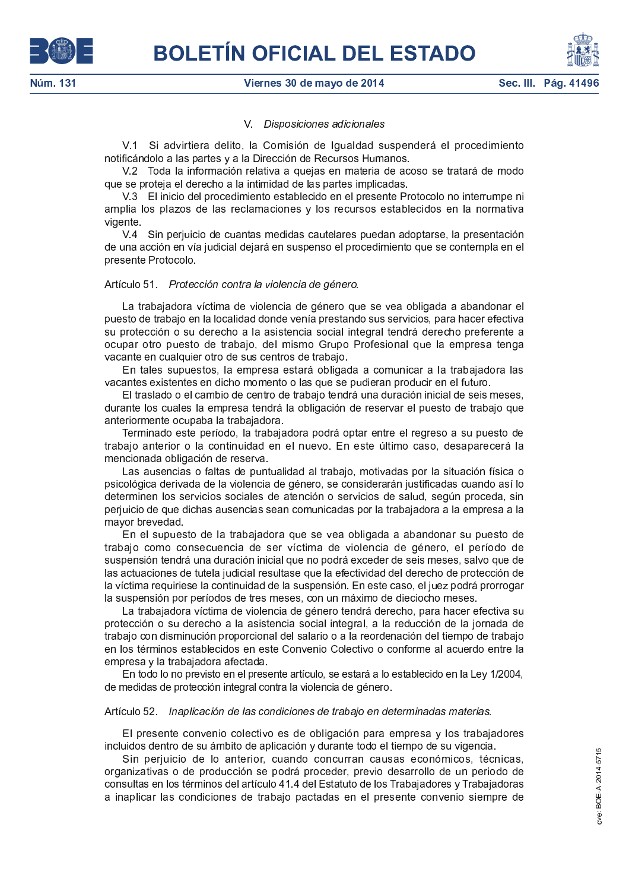V. *Disposiciones adicionales*

V.1 Si advirtiera delito, la Comisión de Igualdad suspenderá el procedimiento notificándolo a las partes y a la Dirección de Recursos Humanos.

V.2 Toda la información relativa a quejas en materia de acoso se tratará de modo que se proteja el derecho a la intimidad de las partes implicadas.

V.3 El inicio del procedimiento establecido en el presente Protocolo no interrumpe ni amplia los plazos de las reclamaciones y los recursos establecidos en la normativa vigente.

V.4 Sin perjuicio de cuantas medidas cautelares puedan adoptarse, la presentación de una acción en vía judicial dejará en suspenso el procedimiento que se contempla en el presente Protocolo.

Artículo 51. *Protección contra la violencia de género.*

La trabajadora víctima de violencia de género que se vea obligada a abandonar el puesto de trabajo en la localidad donde venía prestando sus servicios, para hacer efectiva su protección o su derecho a la asistencia social integral tendrá derecho preferente a ocupar otro puesto de trabajo, del mismo Grupo Profesional que la empresa tenga vacante en cualquier otro de sus centros de trabajo.

En tales supuestos, la empresa estará obligada a comunicar a la trabajadora las vacantes existentes en dicho momento o las que se pudieran producir en el futuro.

El traslado o el cambio de centro de trabajo tendrá una duración inicial de seis meses, durante los cuales la empresa tendrá la obligación de reservar el puesto de trabajo que anteriormente ocupaba la trabajadora.

Terminado este período, la trabajadora podrá optar entre el regreso a su puesto de trabajo anterior o la continuidad en el nuevo. En este último caso, desaparecerá la mencionada obligación de reserva.

Las ausencias o faltas de puntualidad al trabajo, motivadas por la situación física o psicológica derivada de la violencia de género, se considerarán justificadas cuando así lo determinen los servicios sociales de atención o servicios de salud, según proceda, sin perjuicio de que dichas ausencias sean comunicadas por la trabajadora a la empresa a la mayor brevedad.

En el supuesto de la trabajadora que se vea obligada a abandonar su puesto de trabajo como consecuencia de ser víctima de violencia de género, el período de suspensión tendrá una duración inicial que no podrá exceder de seis meses, salvo que de las actuaciones de tutela judicial resultase que la efectividad del derecho de protección de la víctima requiriese la continuidad de la suspensión. En este caso, el juez podrá prorrogar la suspensión por períodos de tres meses, con un máximo de dieciocho meses.

La trabajadora víctima de violencia de género tendrá derecho, para hacer efectiva su protección o su derecho a la asistencia social integral, a la reducción de la jornada de trabajo con disminución proporcional del salario o a la reordenación del tiempo de trabajo en los términos establecidos en este Convenio Colectivo o conforme al acuerdo entre la empresa y la trabajadora afectada.

En todo lo no previsto en el presente artículo, se estará a lo establecido en la Ley 1/2004, de medidas de protección integral contra la violencia de género.

Artículo 52. *Inaplicación de las condiciones de trabajo en determinadas materias.*

El presente convenio colectivo es de obligación para empresa y los trabajadores incluidos dentro de su ámbito de aplicación y durante todo el tiempo de su vigencia.

Sin perjuicio de lo anterior, cuando concurran causas económicos, técnicas, organizativas o de producción se podrá proceder, previo desarrollo de un periodo de consultas en los términos del artículo 41.4 del Estatuto de los Trabajadores y Trabajadoras a inaplicar las condiciones de trabajo pactadas en el presente convenio siempre de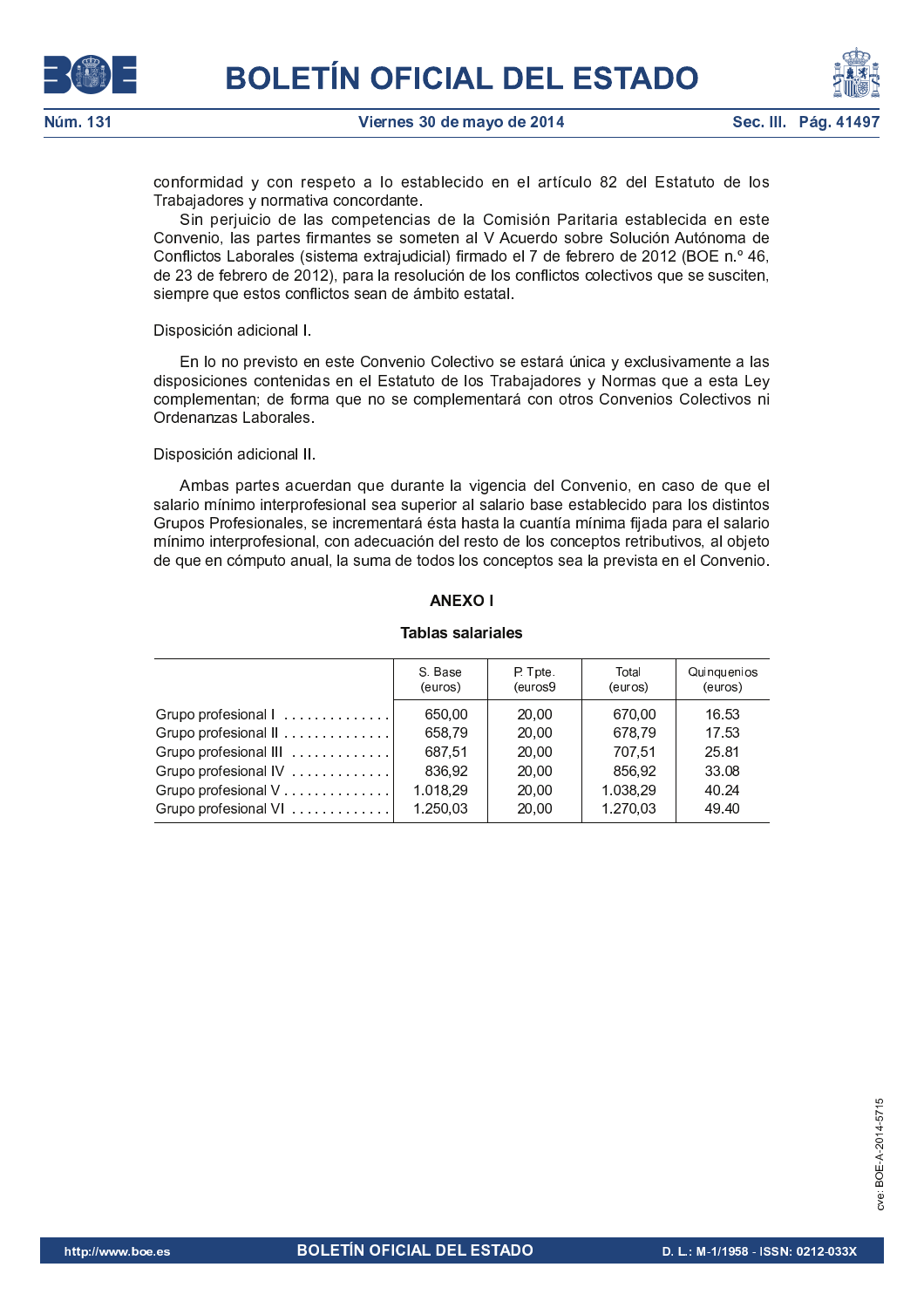conformidad y con respeto a lo establecido en el artículo 82 del Estatuto de los Trabajadores y normativa concordante.

Sin perjuicio de las competencias de la Comisión Paritaria establecida en este Convenio, las partes firmantes se someten al V Acuerdo sobre Solución Autónoma de Conflictos Laborales (sistema extrajudicial) firmado el 7 de febrero de 2012 (BOE n.º 46, de 23 de febrero de 2012), para la resolución de los conflictos colectivos que se susciten, siempre que estos conflictos sean de ámbito estatal.

Disposición adicional I.

En lo no previsto en este Convenio Colectivo se estará única y exclusivamente a las disposiciones contenidas en el Estatuto de los Trabajadores y Normas que a esta Ley complementan; de forma que no se complementará con otros Convenios Colectivos ni Ordenanzas Laborales.

Disposición adicional II.

Ambas partes acuerdan que durante la vigencia del Convenio, en caso de que el salario mínimo interprofesional sea superior al salario base establecido para los distintos Grupos Profesionales, se incrementará ésta hasta la cuantía mínima fijada para el salario mínimo interprofesional, con adecuación del resto de los conceptos retributivos, al objeto de que en cómputo anual, la suma de todos los conceptos sea la prevista en el Convenio.

## ANEXO I

### Tablas salariales

| | S. Base (euros) | P. Tpte. (euros9 | Total (euros) | Quinquenios (euros) |
|---|---|---|---|---|
| Grupo profesional I | 650,00 | 20,00 | 670,00 | 16.53 |
| Grupo profesional II | 658,79 | 20,00 | 678,79 | 17.53 |
| Grupo profesional III | 687,51 | 20,00 | 707,51 | 25.81 |
| Grupo profesional IV | 836,92 | 20,00 | 856,92 | 33.08 |
| Grupo profesional V | 1.018,29 | 20,00 | 1.038,29 | 40.24 |
| Grupo profesional VI | 1.250,03 | 20,00 | 1.270,03 | 49.40 |